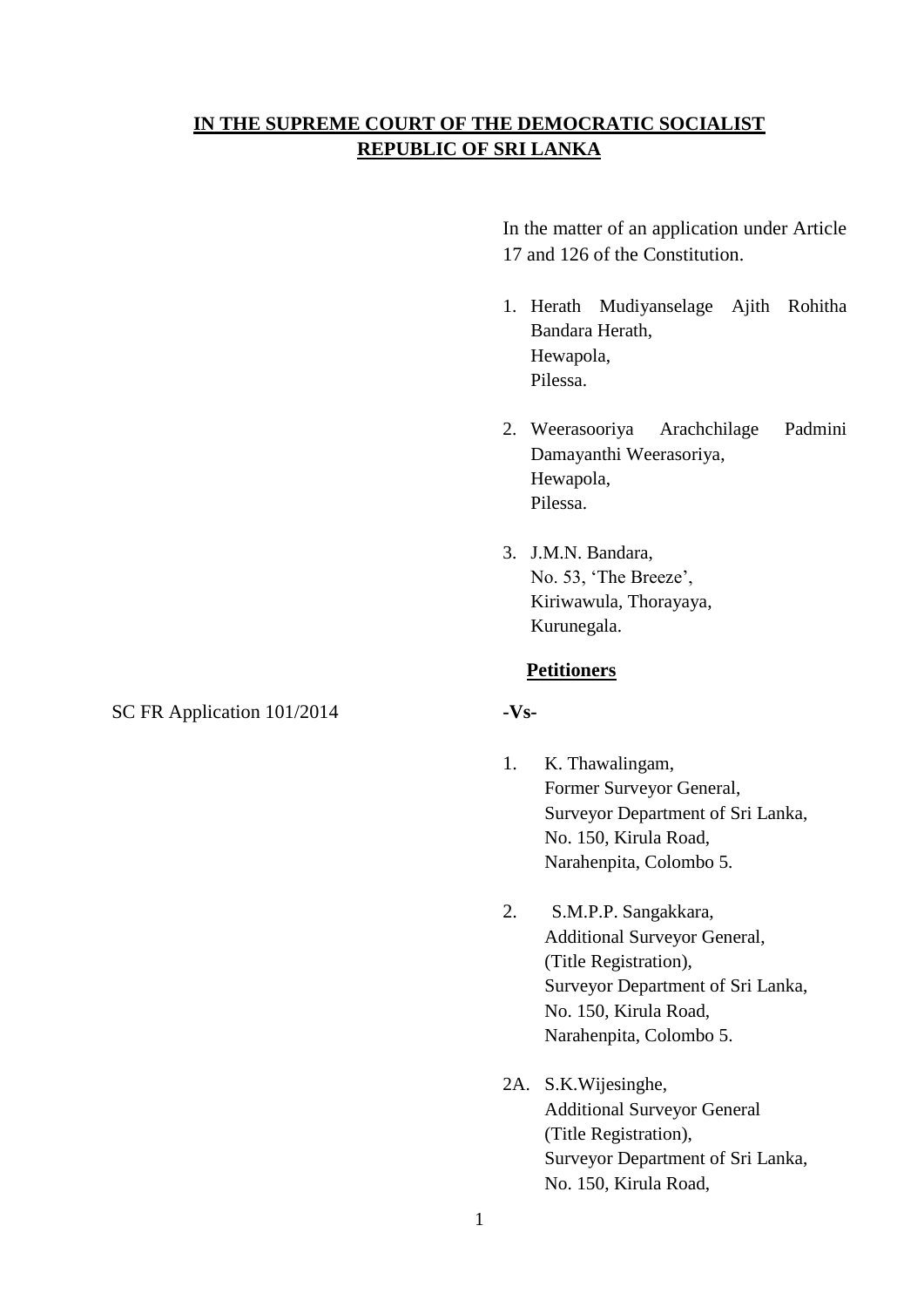**IN THE SUPREME COURT OF THE DEMOCRATIC SOCIALIST REPUBLIC OF SRI LANKA**

In the matter of an application under Article 17 and 126 of the Constitution.

1. Herath Mudiyanselage Ajith Rohitha Bandara Herath,
   Hewapola,
   Pilessa.

2. Weerasooriya Arachchilage Padmini Damayanthi Weerasoriya,
   Hewapola,
   Pilessa.

3. J.M.N. Bandara,
   No. 53, 'The Breeze',
   Kiriwawula, Thorayaya,
   Kurunegala.

**Petitioners**

SC FR Application 101/2014

**-Vs-**

1. K. Thawalingam,
   Former Surveyor General,
   Surveyor Department of Sri Lanka,
   No. 150, Kirula Road,
   Narahenpita, Colombo 5.

2. S.M.P.P. Sangakkara,
   Additional Surveyor General,
   (Title Registration),
   Surveyor Department of Sri Lanka,
   No. 150, Kirula Road,
   Narahenpita, Colombo 5.

2A. S.K.Wijesinghe,
   Additional Surveyor General
   (Title Registration),
   Surveyor Department of Sri Lanka,
   No. 150, Kirula Road,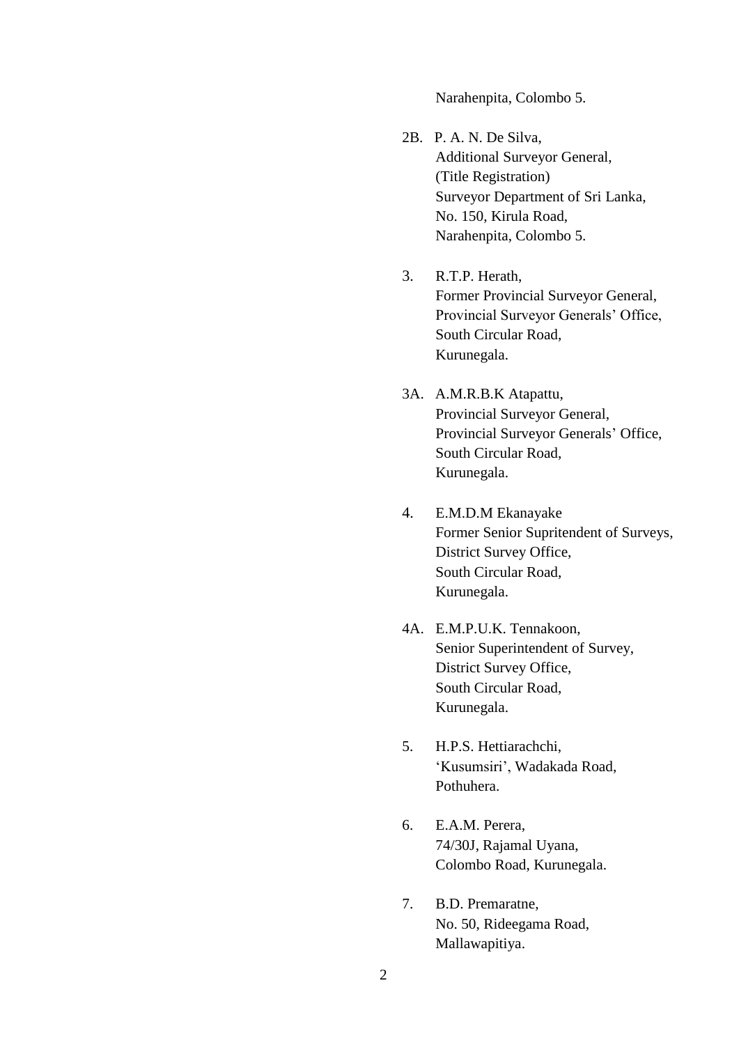Narahenpita, Colombo 5.

2B. P. A. N. De Silva,
Additional Surveyor General,
(Title Registration)
Surveyor Department of Sri Lanka,
No. 150, Kirula Road,
Narahenpita, Colombo 5.

3. R.T.P. Herath,
Former Provincial Surveyor General,
Provincial Surveyor Generals' Office,
South Circular Road,
Kurunegala.

3A. A.M.R.B.K Atapattu,
Provincial Surveyor General,
Provincial Surveyor Generals' Office,
South Circular Road,
Kurunegala.

4. E.M.D.M Ekanayake
Former Senior Supritendent of Surveys,
District Survey Office,
South Circular Road,
Kurunegala.

4A. E.M.P.U.K. Tennakoon,
Senior Superintendent of Survey,
District Survey Office,
South Circular Road,
Kurunegala.

5. H.P.S. Hettiarachchi,
'Kusumsiri', Wadakada Road,
Pothuhera.

6. E.A.M. Perera,
74/30J, Rajamal Uyana,
Colombo Road, Kurunegala.

7. B.D. Premaratne,
No. 50, Rideegama Road,
Mallawapitiya.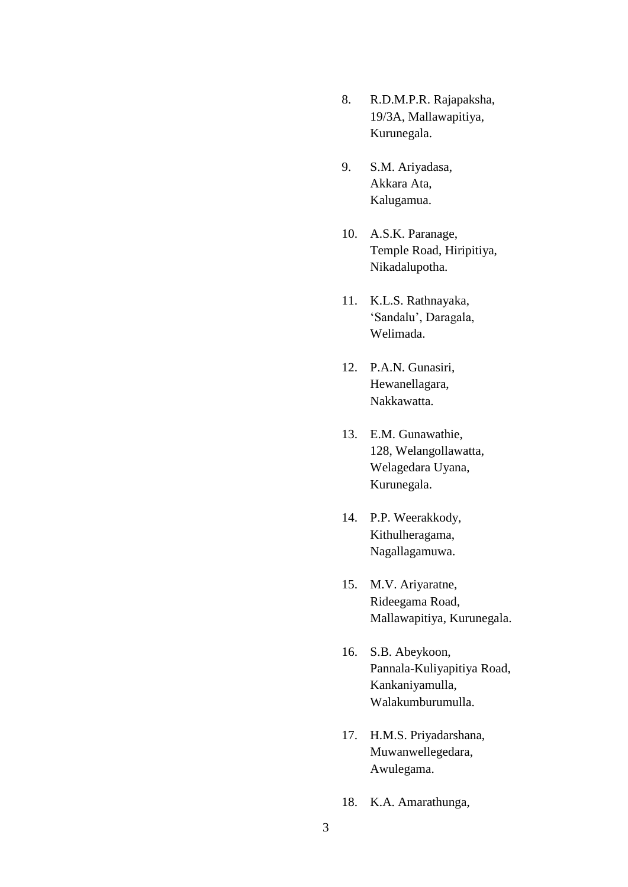8. R.D.M.P.R. Rajapaksha,
   19/3A, Mallawapitiya,
   Kurunegala.

9. S.M. Ariyadasa,
   Akkara Ata,
   Kalugamua.

10. A.S.K. Paranage,
    Temple Road, Hiripitiya,
    Nikadalupotha.

11. K.L.S. Rathnayaka,
    'Sandalu', Daragala,
    Welimada.

12. P.A.N. Gunasiri,
    Hewanellagara,
    Nakkawatta.

13. E.M. Gunawathie,
    128, Welangollawatta,
    Welagedara Uyana,
    Kurunegala.

14. P.P. Weerakkody,
    Kithulheragama,
    Nagallagamuwa.

15. M.V. Ariyaratne,
    Rideegama Road,
    Mallawapitiya, Kurunegala.

16. S.B. Abeykoon,
    Pannala-Kuliyapitiya Road,
    Kankaniyamulla,
    Walakumburumulla.

17. H.M.S. Priyadarshana,
    Muwanwellegedara,
    Awulegama.

18. K.A. Amarathunga,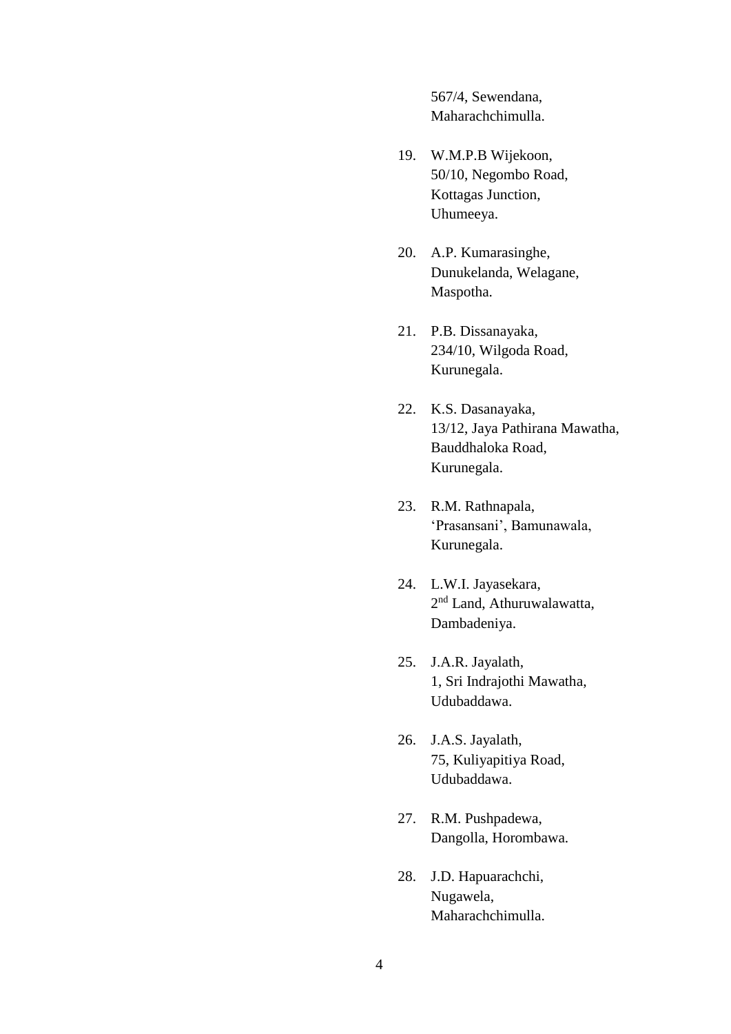567/4, Sewendana,
Maharachchimulla.

19. W.M.P.B Wijekoon,
    50/10, Negombo Road,
    Kottagas Junction,
    Uhumeeya.

20. A.P. Kumarasinghe,
    Dunukelanda, Welagane,
    Maspotha.

21. P.B. Dissanayaka,
    234/10, Wilgoda Road,
    Kurunegala.

22. K.S. Dasanayaka,
    13/12, Jaya Pathirana Mawatha,
    Bauddhaloka Road,
    Kurunegala.

23. R.M. Rathnapala,
    'Prasansani', Bamunawala,
    Kurunegala.

24. L.W.I. Jayasekara,
    2nd Land, Athuruwalawatta,
    Dambadeniya.

25. J.A.R. Jayalath,
    1, Sri Indrajothi Mawatha,
    Udubaddawa.

26. J.A.S. Jayalath,
    75, Kuliyapitiya Road,
    Udubaddawa.

27. R.M. Pushpadewa,
    Dangolla, Horombawa.

28. J.D. Hapuarachchi,
    Nugawela,
    Maharachchimulla.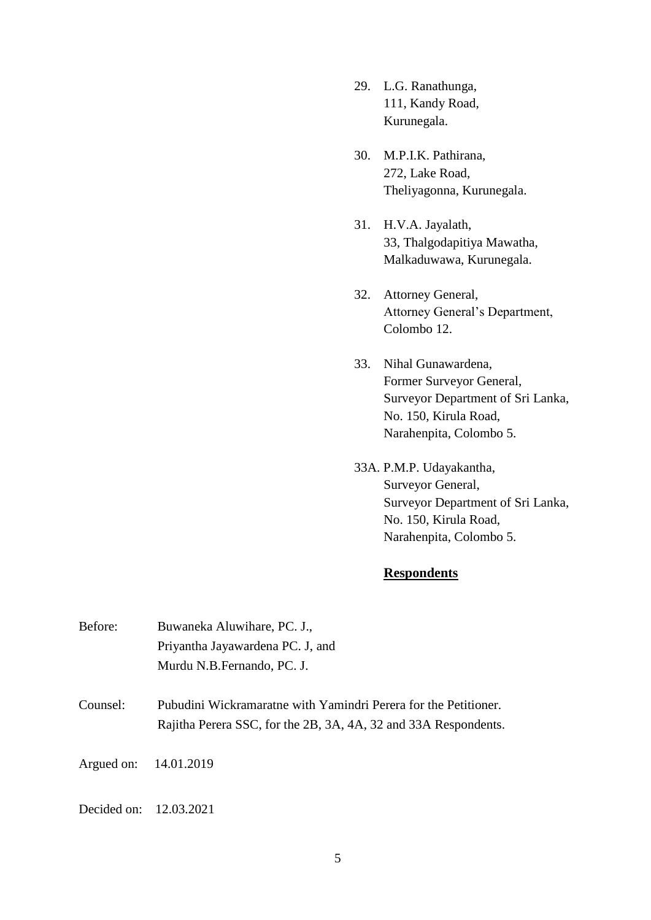29. L.G. Ranathunga,
    111, Kandy Road,
    Kurunegala.

30. M.P.I.K. Pathirana,
    272, Lake Road,
    Theliyagonna, Kurunegala.

31. H.V.A. Jayalath,
    33, Thalgodapitiya Mawatha,
    Malkaduwawa, Kurunegala.

32. Attorney General,
    Attorney General's Department,
    Colombo 12.

33. Nihal Gunawardena,
    Former Surveyor General,
    Surveyor Department of Sri Lanka,
    No. 150, Kirula Road,
    Narahenpita, Colombo 5.

33A. P.M.P. Udayakantha,
    Surveyor General,
    Surveyor Department of Sri Lanka,
    No. 150, Kirula Road,
    Narahenpita, Colombo 5.

**Respondents**

Before: Buwaneka Aluwihare, PC. J.,
Priyantha Jayawardena PC. J, and
Murdu N.B.Fernando, PC. J.

Counsel: Pubudini Wickramaratne with Yamindri Perera for the Petitioner.
Rajitha Perera SSC, for the 2B, 3A, 4A, 32 and 33A Respondents.

Argued on: 14.01.2019

Decided on: 12.03.2021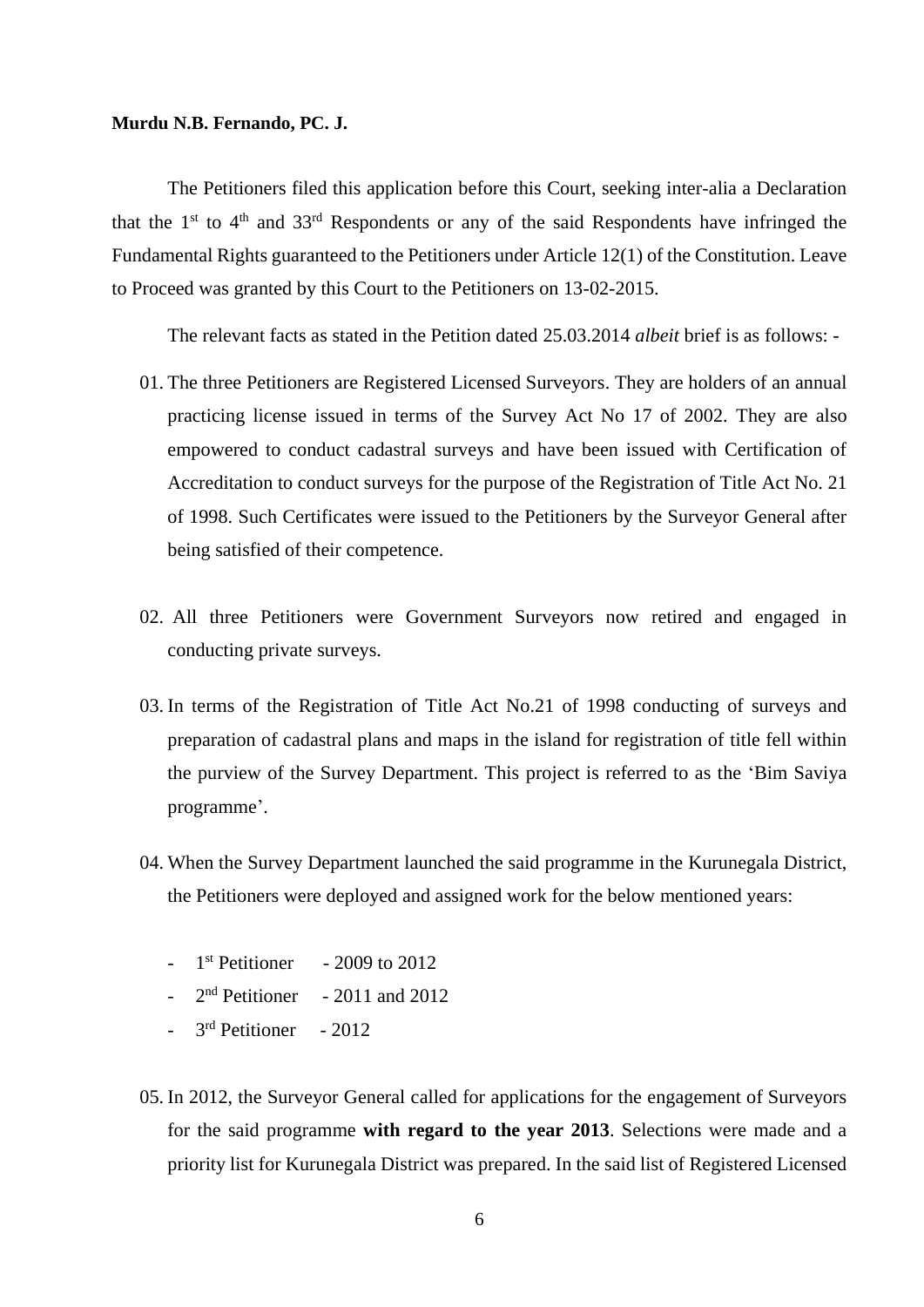**Murdu N.B. Fernando, PC. J.**

The Petitioners filed this application before this Court, seeking inter-alia a Declaration that the 1st to 4th and 33rd Respondents or any of the said Respondents have infringed the Fundamental Rights guaranteed to the Petitioners under Article 12(1) of the Constitution. Leave to Proceed was granted by this Court to the Petitioners on 13-02-2015.

The relevant facts as stated in the Petition dated 25.03.2014 *albeit* brief is as follows: -

01. The three Petitioners are Registered Licensed Surveyors. They are holders of an annual practicing license issued in terms of the Survey Act No 17 of 2002. They are also empowered to conduct cadastral surveys and have been issued with Certification of Accreditation to conduct surveys for the purpose of the Registration of Title Act No. 21 of 1998. Such Certificates were issued to the Petitioners by the Surveyor General after being satisfied of their competence.

02. All three Petitioners were Government Surveyors now retired and engaged in conducting private surveys.

03. In terms of the Registration of Title Act No.21 of 1998 conducting of surveys and preparation of cadastral plans and maps in the island for registration of title fell within the purview of the Survey Department. This project is referred to as the 'Bim Saviya programme'.

04. When the Survey Department launched the said programme in the Kurunegala District, the Petitioners were deployed and assigned work for the below mentioned years:

    - 1st Petitioner - 2009 to 2012
    - 2nd Petitioner - 2011 and 2012
    - 3rd Petitioner - 2012

05. In 2012, the Surveyor General called for applications for the engagement of Surveyors for the said programme **with regard to the year 2013**. Selections were made and a priority list for Kurunegala District was prepared. In the said list of Registered Licensed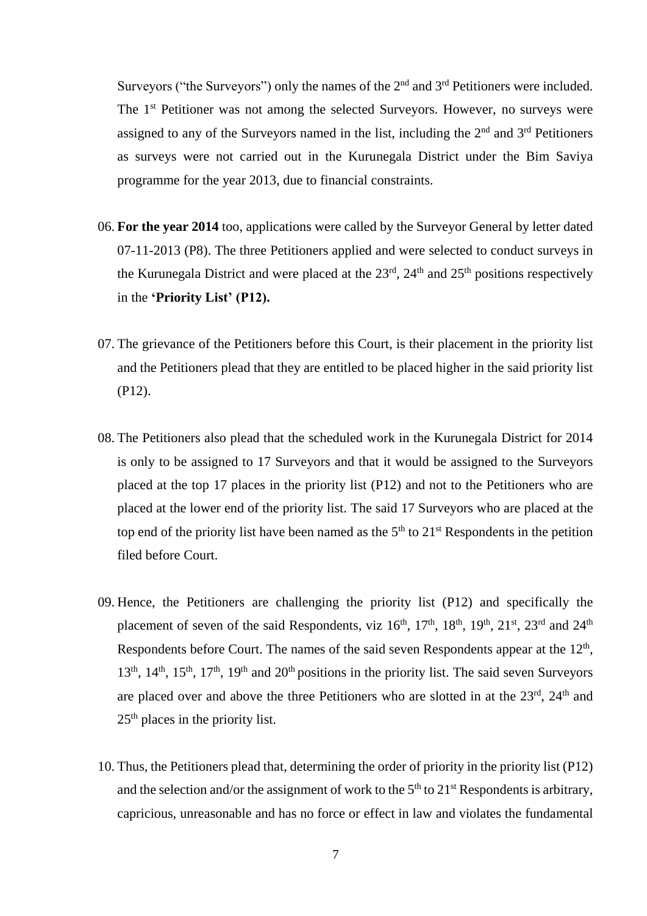Surveyors ("the Surveyors") only the names of the 2nd and 3rd Petitioners were included. The 1st Petitioner was not among the selected Surveyors. However, no surveys were assigned to any of the Surveyors named in the list, including the 2nd and 3rd Petitioners as surveys were not carried out in the Kurunegala District under the Bim Saviya programme for the year 2013, due to financial constraints.

06. **For the year 2014** too, applications were called by the Surveyor General by letter dated 07-11-2013 (P8). The three Petitioners applied and were selected to conduct surveys in the Kurunegala District and were placed at the 23rd, 24th and 25th positions respectively in the **'Priority List' (P12).**

07. The grievance of the Petitioners before this Court, is their placement in the priority list and the Petitioners plead that they are entitled to be placed higher in the said priority list (P12).

08. The Petitioners also plead that the scheduled work in the Kurunegala District for 2014 is only to be assigned to 17 Surveyors and that it would be assigned to the Surveyors placed at the top 17 places in the priority list (P12) and not to the Petitioners who are placed at the lower end of the priority list. The said 17 Surveyors who are placed at the top end of the priority list have been named as the 5th to 21st Respondents in the petition filed before Court.

09. Hence, the Petitioners are challenging the priority list (P12) and specifically the placement of seven of the said Respondents, viz 16th, 17th, 18th, 19th, 21st, 23rd and 24th Respondents before Court. The names of the said seven Respondents appear at the 12th, 13th, 14th, 15th, 17th, 19th and 20th positions in the priority list. The said seven Surveyors are placed over and above the three Petitioners who are slotted in at the 23rd, 24th and 25th places in the priority list.

10. Thus, the Petitioners plead that, determining the order of priority in the priority list (P12) and the selection and/or the assignment of work to the 5th to 21st Respondents is arbitrary, capricious, unreasonable and has no force or effect in law and violates the fundamental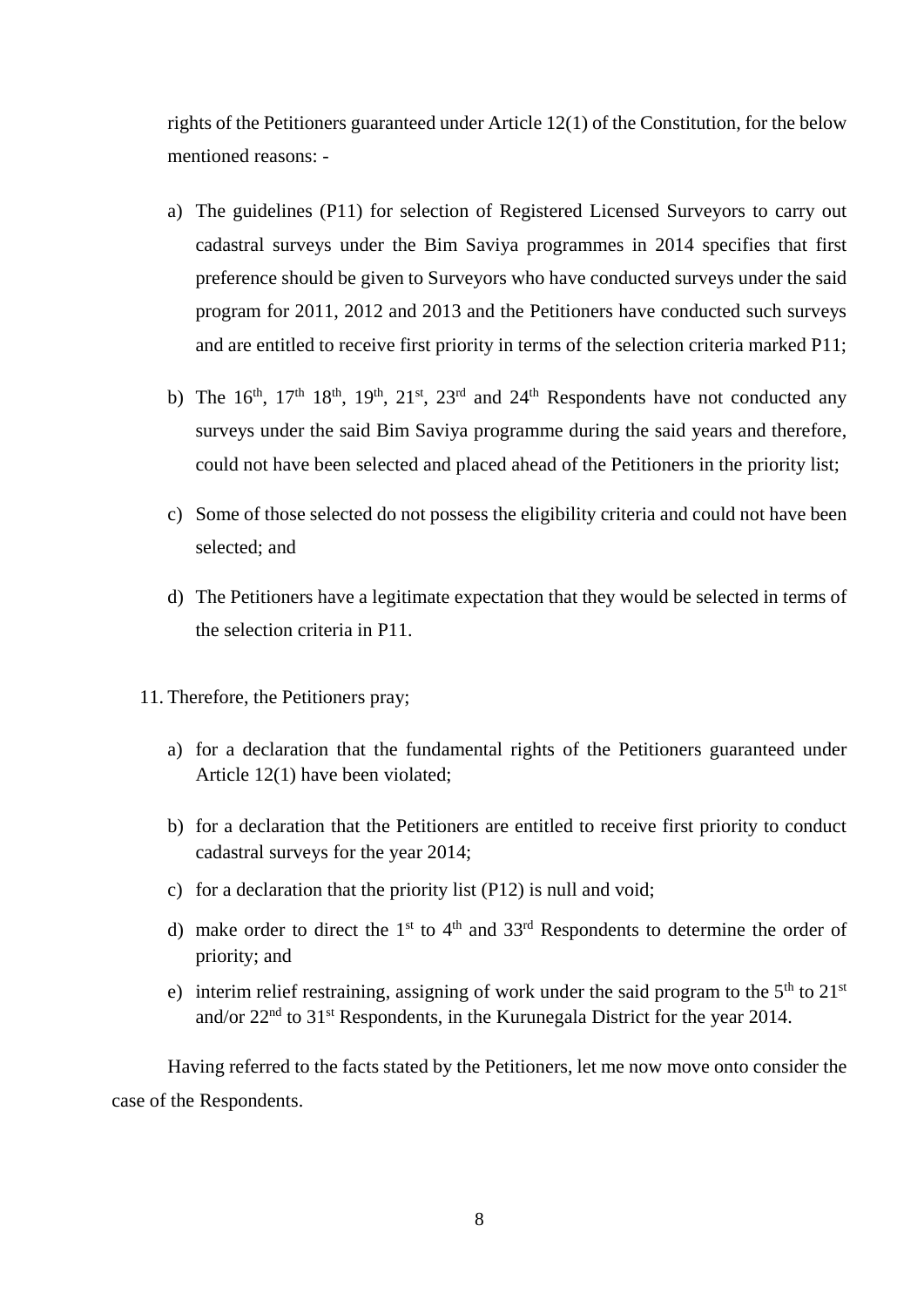rights of the Petitioners guaranteed under Article 12(1) of the Constitution, for the below mentioned reasons: -

a) The guidelines (P11) for selection of Registered Licensed Surveyors to carry out cadastral surveys under the Bim Saviya programmes in 2014 specifies that first preference should be given to Surveyors who have conducted surveys under the said program for 2011, 2012 and 2013 and the Petitioners have conducted such surveys and are entitled to receive first priority in terms of the selection criteria marked P11;

b) The 16th, 17th 18th, 19th, 21st, 23rd and 24th Respondents have not conducted any surveys under the said Bim Saviya programme during the said years and therefore, could not have been selected and placed ahead of the Petitioners in the priority list;

c) Some of those selected do not possess the eligibility criteria and could not have been selected; and

d) The Petitioners have a legitimate expectation that they would be selected in terms of the selection criteria in P11.

11. Therefore, the Petitioners pray;

a) for a declaration that the fundamental rights of the Petitioners guaranteed under Article 12(1) have been violated;

b) for a declaration that the Petitioners are entitled to receive first priority to conduct cadastral surveys for the year 2014;

c) for a declaration that the priority list (P12) is null and void;

d) make order to direct the 1st to 4th and 33rd Respondents to determine the order of priority; and

e) interim relief restraining, assigning of work under the said program to the 5th to 21st and/or 22nd to 31st Respondents, in the Kurunegala District for the year 2014.

Having referred to the facts stated by the Petitioners, let me now move onto consider the case of the Respondents.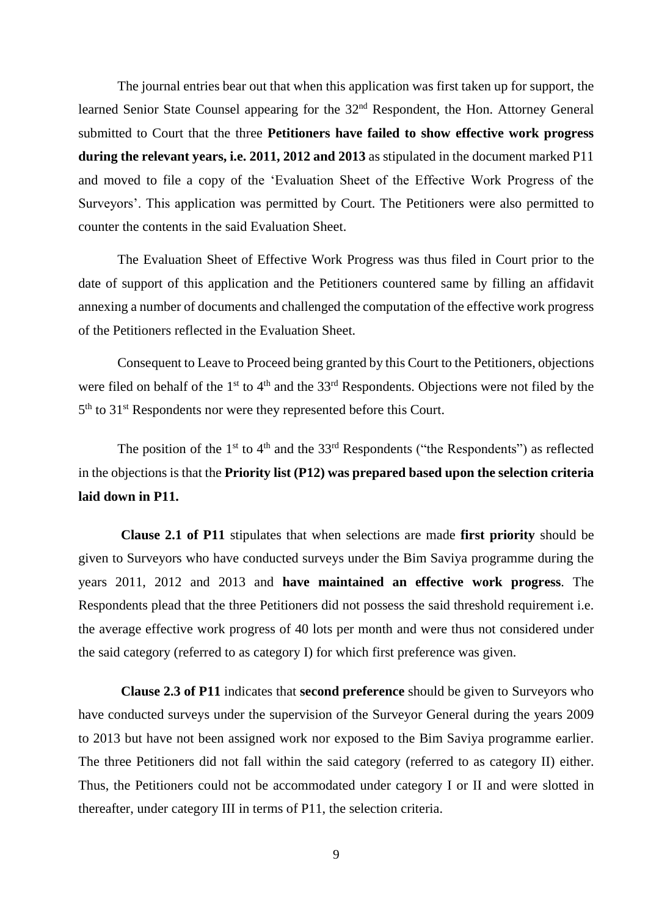The journal entries bear out that when this application was first taken up for support, the learned Senior State Counsel appearing for the 32nd Respondent, the Hon. Attorney General submitted to Court that the three **Petitioners have failed to show effective work progress during the relevant years, i.e. 2011, 2012 and 2013** as stipulated in the document marked P11 and moved to file a copy of the 'Evaluation Sheet of the Effective Work Progress of the Surveyors'. This application was permitted by Court. The Petitioners were also permitted to counter the contents in the said Evaluation Sheet.

The Evaluation Sheet of Effective Work Progress was thus filed in Court prior to the date of support of this application and the Petitioners countered same by filling an affidavit annexing a number of documents and challenged the computation of the effective work progress of the Petitioners reflected in the Evaluation Sheet.

Consequent to Leave to Proceed being granted by this Court to the Petitioners, objections were filed on behalf of the 1st to 4th and the 33rd Respondents. Objections were not filed by the 5th to 31st Respondents nor were they represented before this Court.

The position of the 1st to 4th and the 33rd Respondents ("the Respondents") as reflected in the objections is that the **Priority list (P12) was prepared based upon the selection criteria laid down in P11.**

**Clause 2.1 of P11** stipulates that when selections are made **first priority** should be given to Surveyors who have conducted surveys under the Bim Saviya programme during the years 2011, 2012 and 2013 and **have maintained an effective work progress**. The Respondents plead that the three Petitioners did not possess the said threshold requirement i.e. the average effective work progress of 40 lots per month and were thus not considered under the said category (referred to as category I) for which first preference was given.

**Clause 2.3 of P11** indicates that **second preference** should be given to Surveyors who have conducted surveys under the supervision of the Surveyor General during the years 2009 to 2013 but have not been assigned work nor exposed to the Bim Saviya programme earlier. The three Petitioners did not fall within the said category (referred to as category II) either. Thus, the Petitioners could not be accommodated under category I or II and were slotted in thereafter, under category III in terms of P11, the selection criteria.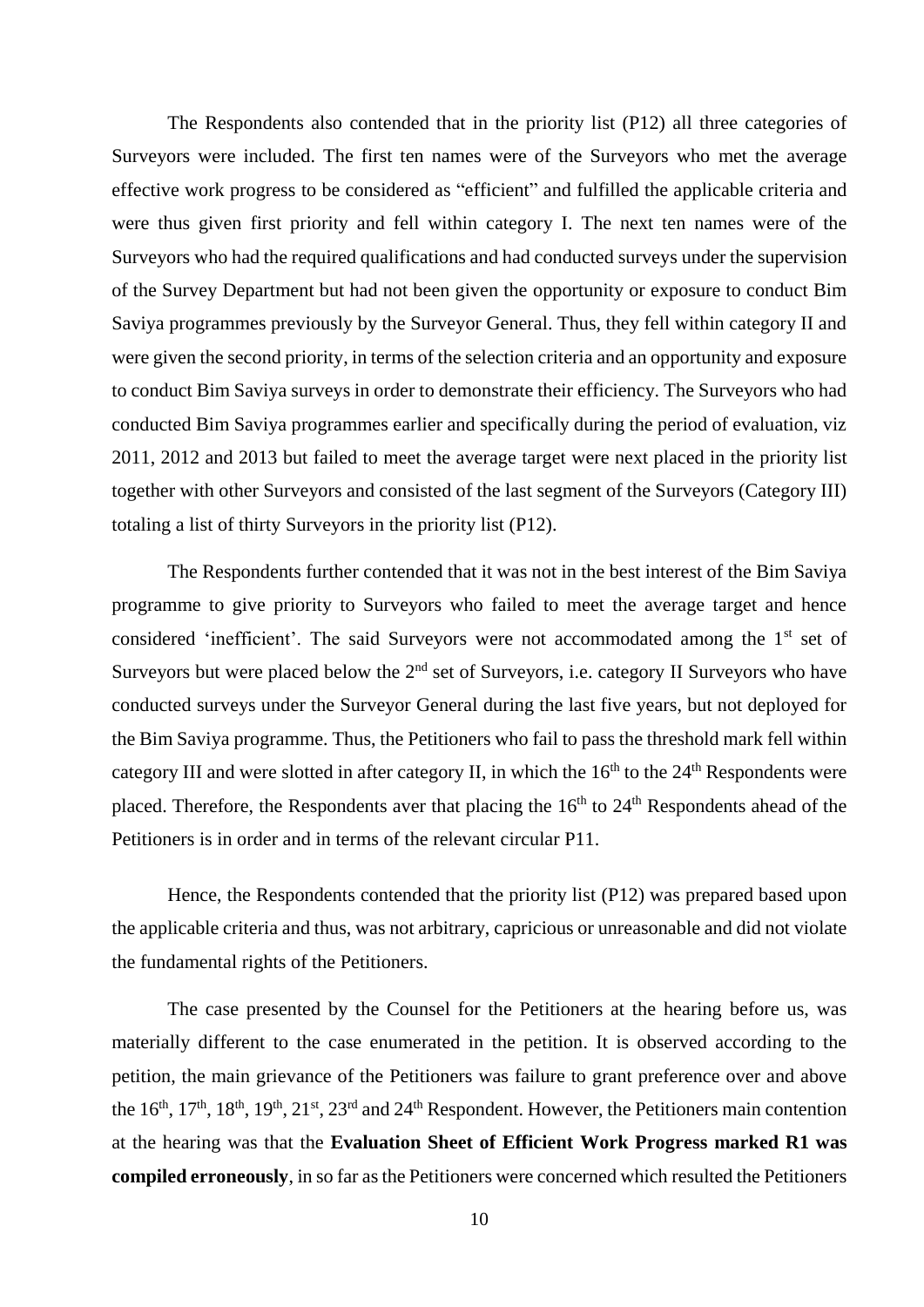The Respondents also contended that in the priority list (P12) all three categories of Surveyors were included. The first ten names were of the Surveyors who met the average effective work progress to be considered as "efficient" and fulfilled the applicable criteria and were thus given first priority and fell within category I. The next ten names were of the Surveyors who had the required qualifications and had conducted surveys under the supervision of the Survey Department but had not been given the opportunity or exposure to conduct Bim Saviya programmes previously by the Surveyor General. Thus, they fell within category II and were given the second priority, in terms of the selection criteria and an opportunity and exposure to conduct Bim Saviya surveys in order to demonstrate their efficiency. The Surveyors who had conducted Bim Saviya programmes earlier and specifically during the period of evaluation, viz 2011, 2012 and 2013 but failed to meet the average target were next placed in the priority list together with other Surveyors and consisted of the last segment of the Surveyors (Category III) totaling a list of thirty Surveyors in the priority list (P12).

The Respondents further contended that it was not in the best interest of the Bim Saviya programme to give priority to Surveyors who failed to meet the average target and hence considered 'inefficient'. The said Surveyors were not accommodated among the 1st set of Surveyors but were placed below the 2nd set of Surveyors, i.e. category II Surveyors who have conducted surveys under the Surveyor General during the last five years, but not deployed for the Bim Saviya programme. Thus, the Petitioners who fail to pass the threshold mark fell within category III and were slotted in after category II, in which the 16th to the 24th Respondents were placed. Therefore, the Respondents aver that placing the 16th to 24th Respondents ahead of the Petitioners is in order and in terms of the relevant circular P11.

Hence, the Respondents contended that the priority list (P12) was prepared based upon the applicable criteria and thus, was not arbitrary, capricious or unreasonable and did not violate the fundamental rights of the Petitioners.

The case presented by the Counsel for the Petitioners at the hearing before us, was materially different to the case enumerated in the petition. It is observed according to the petition, the main grievance of the Petitioners was failure to grant preference over and above the 16th, 17th, 18th, 19th, 21st, 23rd and 24th Respondent. However, the Petitioners main contention at the hearing was that the **Evaluation Sheet of Efficient Work Progress marked R1 was compiled erroneously**, in so far as the Petitioners were concerned which resulted the Petitioners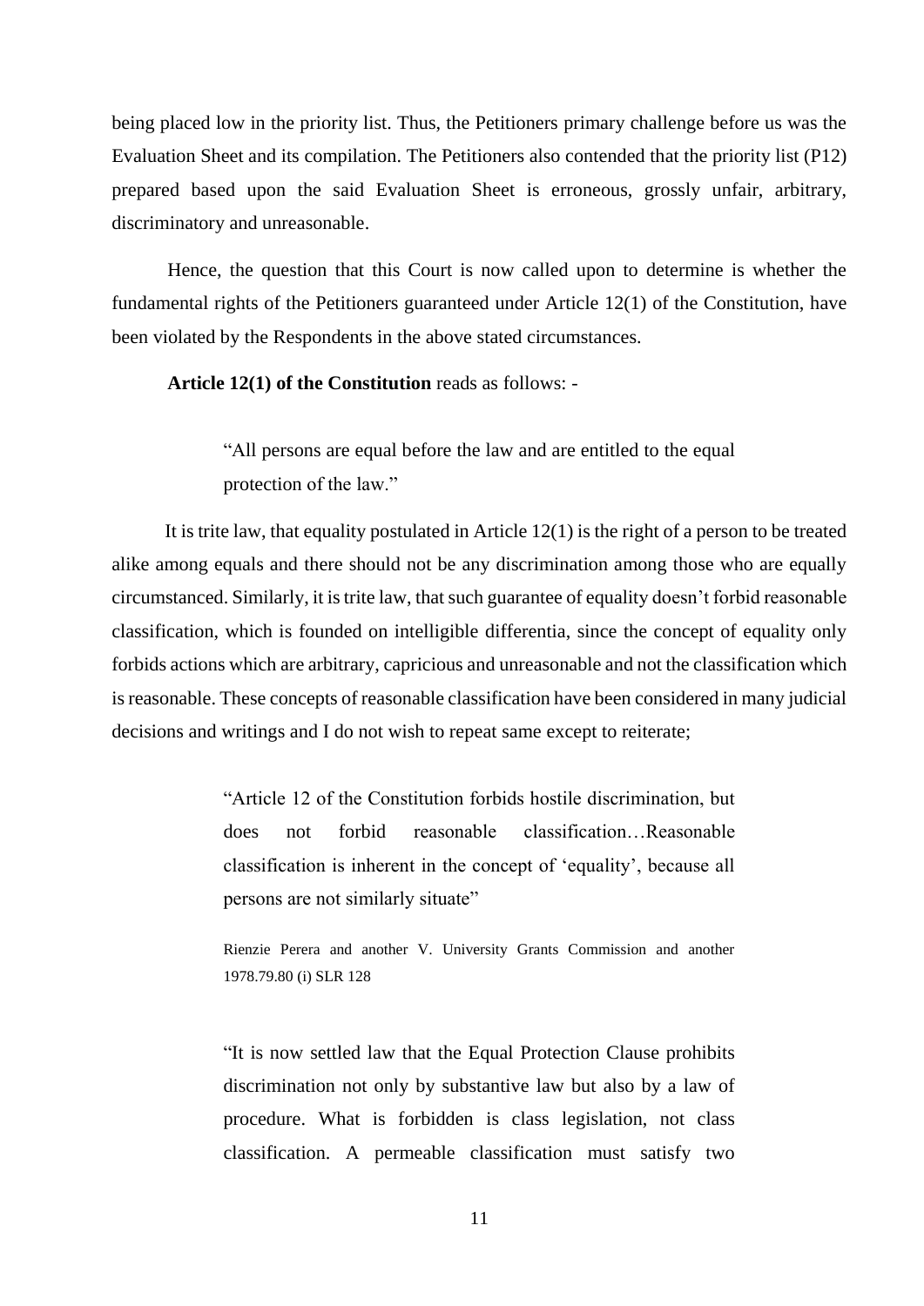being placed low in the priority list. Thus, the Petitioners primary challenge before us was the Evaluation Sheet and its compilation. The Petitioners also contended that the priority list (P12) prepared based upon the said Evaluation Sheet is erroneous, grossly unfair, arbitrary, discriminatory and unreasonable.

Hence, the question that this Court is now called upon to determine is whether the fundamental rights of the Petitioners guaranteed under Article 12(1) of the Constitution, have been violated by the Respondents in the above stated circumstances.

**Article 12(1) of the Constitution** reads as follows: -

> "All persons are equal before the law and are entitled to the equal protection of the law."

It is trite law, that equality postulated in Article 12(1) is the right of a person to be treated alike among equals and there should not be any discrimination among those who are equally circumstanced. Similarly, it is trite law, that such guarantee of equality doesn't forbid reasonable classification, which is founded on intelligible differentia, since the concept of equality only forbids actions which are arbitrary, capricious and unreasonable and not the classification which is reasonable. These concepts of reasonable classification have been considered in many judicial decisions and writings and I do not wish to repeat same except to reiterate;

> "Article 12 of the Constitution forbids hostile discrimination, but does not forbid reasonable classification…Reasonable classification is inherent in the concept of 'equality', because all persons are not similarly situate"
>
> Rienzie Perera and another V. University Grants Commission and another 1978.79.80 (i) SLR 128

> "It is now settled law that the Equal Protection Clause prohibits discrimination not only by substantive law but also by a law of procedure. What is forbidden is class legislation, not class classification. A permeable classification must satisfy two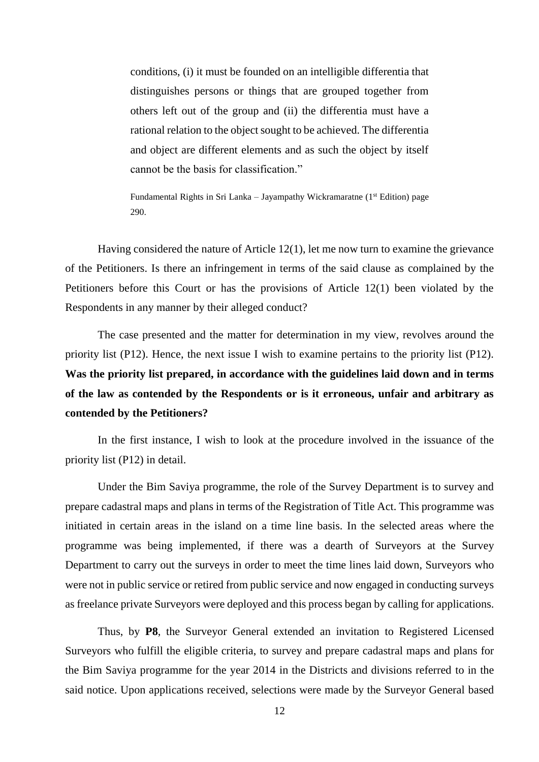> conditions, (i) it must be founded on an intelligible differentia that distinguishes persons or things that are grouped together from others left out of the group and (ii) the differentia must have a rational relation to the object sought to be achieved. The differentia and object are different elements and as such the object by itself cannot be the basis for classification."
>
> Fundamental Rights in Sri Lanka – Jayampathy Wickramaratne (1st Edition) page 290.

Having considered the nature of Article 12(1), let me now turn to examine the grievance of the Petitioners. Is there an infringement in terms of the said clause as complained by the Petitioners before this Court or has the provisions of Article 12(1) been violated by the Respondents in any manner by their alleged conduct?

The case presented and the matter for determination in my view, revolves around the priority list (P12). Hence, the next issue I wish to examine pertains to the priority list (P12). **Was the priority list prepared, in accordance with the guidelines laid down and in terms of the law as contended by the Respondents or is it erroneous, unfair and arbitrary as contended by the Petitioners?**

In the first instance, I wish to look at the procedure involved in the issuance of the priority list (P12) in detail.

Under the Bim Saviya programme, the role of the Survey Department is to survey and prepare cadastral maps and plans in terms of the Registration of Title Act. This programme was initiated in certain areas in the island on a time line basis. In the selected areas where the programme was being implemented, if there was a dearth of Surveyors at the Survey Department to carry out the surveys in order to meet the time lines laid down, Surveyors who were not in public service or retired from public service and now engaged in conducting surveys as freelance private Surveyors were deployed and this process began by calling for applications.

Thus, by **P8**, the Surveyor General extended an invitation to Registered Licensed Surveyors who fulfill the eligible criteria, to survey and prepare cadastral maps and plans for the Bim Saviya programme for the year 2014 in the Districts and divisions referred to in the said notice. Upon applications received, selections were made by the Surveyor General based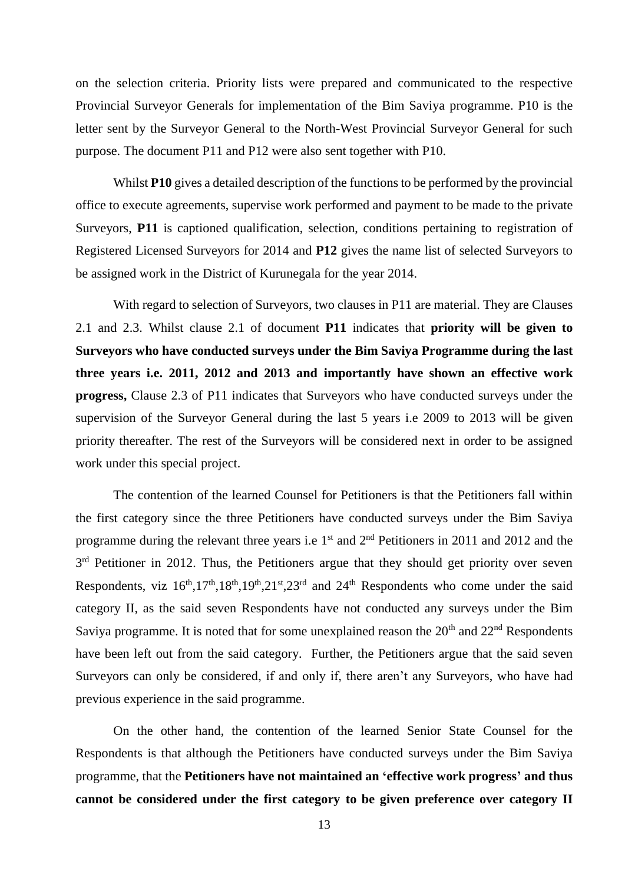on the selection criteria. Priority lists were prepared and communicated to the respective Provincial Surveyor Generals for implementation of the Bim Saviya programme. P10 is the letter sent by the Surveyor General to the North-West Provincial Surveyor General for such purpose. The document P11 and P12 were also sent together with P10.

Whilst **P10** gives a detailed description of the functions to be performed by the provincial office to execute agreements, supervise work performed and payment to be made to the private Surveyors, **P11** is captioned qualification, selection, conditions pertaining to registration of Registered Licensed Surveyors for 2014 and **P12** gives the name list of selected Surveyors to be assigned work in the District of Kurunegala for the year 2014.

With regard to selection of Surveyors, two clauses in P11 are material. They are Clauses 2.1 and 2.3. Whilst clause 2.1 of document **P11** indicates that **priority will be given to Surveyors who have conducted surveys under the Bim Saviya Programme during the last three years i.e. 2011, 2012 and 2013 and importantly have shown an effective work progress,** Clause 2.3 of P11 indicates that Surveyors who have conducted surveys under the supervision of the Surveyor General during the last 5 years i.e 2009 to 2013 will be given priority thereafter. The rest of the Surveyors will be considered next in order to be assigned work under this special project.

The contention of the learned Counsel for Petitioners is that the Petitioners fall within the first category since the three Petitioners have conducted surveys under the Bim Saviya programme during the relevant three years i.e 1st and 2nd Petitioners in 2011 and 2012 and the 3rd Petitioner in 2012. Thus, the Petitioners argue that they should get priority over seven Respondents, viz 16th,17th,18th,19th,21st,23rd and 24th Respondents who come under the said category II, as the said seven Respondents have not conducted any surveys under the Bim Saviya programme. It is noted that for some unexplained reason the 20th and 22nd Respondents have been left out from the said category. Further, the Petitioners argue that the said seven Surveyors can only be considered, if and only if, there aren't any Surveyors, who have had previous experience in the said programme.

On the other hand, the contention of the learned Senior State Counsel for the Respondents is that although the Petitioners have conducted surveys under the Bim Saviya programme, that the **Petitioners have not maintained an 'effective work progress' and thus cannot be considered under the first category to be given preference over category II**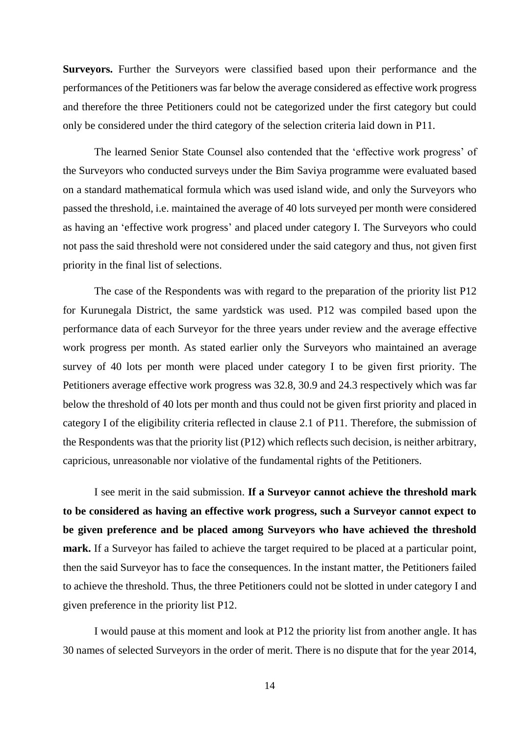**Surveyors.** Further the Surveyors were classified based upon their performance and the performances of the Petitioners was far below the average considered as effective work progress and therefore the three Petitioners could not be categorized under the first category but could only be considered under the third category of the selection criteria laid down in P11.

The learned Senior State Counsel also contended that the 'effective work progress' of the Surveyors who conducted surveys under the Bim Saviya programme were evaluated based on a standard mathematical formula which was used island wide, and only the Surveyors who passed the threshold, i.e. maintained the average of 40 lots surveyed per month were considered as having an 'effective work progress' and placed under category I. The Surveyors who could not pass the said threshold were not considered under the said category and thus, not given first priority in the final list of selections.

The case of the Respondents was with regard to the preparation of the priority list P12 for Kurunegala District, the same yardstick was used. P12 was compiled based upon the performance data of each Surveyor for the three years under review and the average effective work progress per month. As stated earlier only the Surveyors who maintained an average survey of 40 lots per month were placed under category I to be given first priority. The Petitioners average effective work progress was 32.8, 30.9 and 24.3 respectively which was far below the threshold of 40 lots per month and thus could not be given first priority and placed in category I of the eligibility criteria reflected in clause 2.1 of P11. Therefore, the submission of the Respondents was that the priority list (P12) which reflects such decision, is neither arbitrary, capricious, unreasonable nor violative of the fundamental rights of the Petitioners.

I see merit in the said submission. **If a Surveyor cannot achieve the threshold mark to be considered as having an effective work progress, such a Surveyor cannot expect to be given preference and be placed among Surveyors who have achieved the threshold mark.** If a Surveyor has failed to achieve the target required to be placed at a particular point, then the said Surveyor has to face the consequences. In the instant matter, the Petitioners failed to achieve the threshold. Thus, the three Petitioners could not be slotted in under category I and given preference in the priority list P12.

I would pause at this moment and look at P12 the priority list from another angle. It has 30 names of selected Surveyors in the order of merit. There is no dispute that for the year 2014,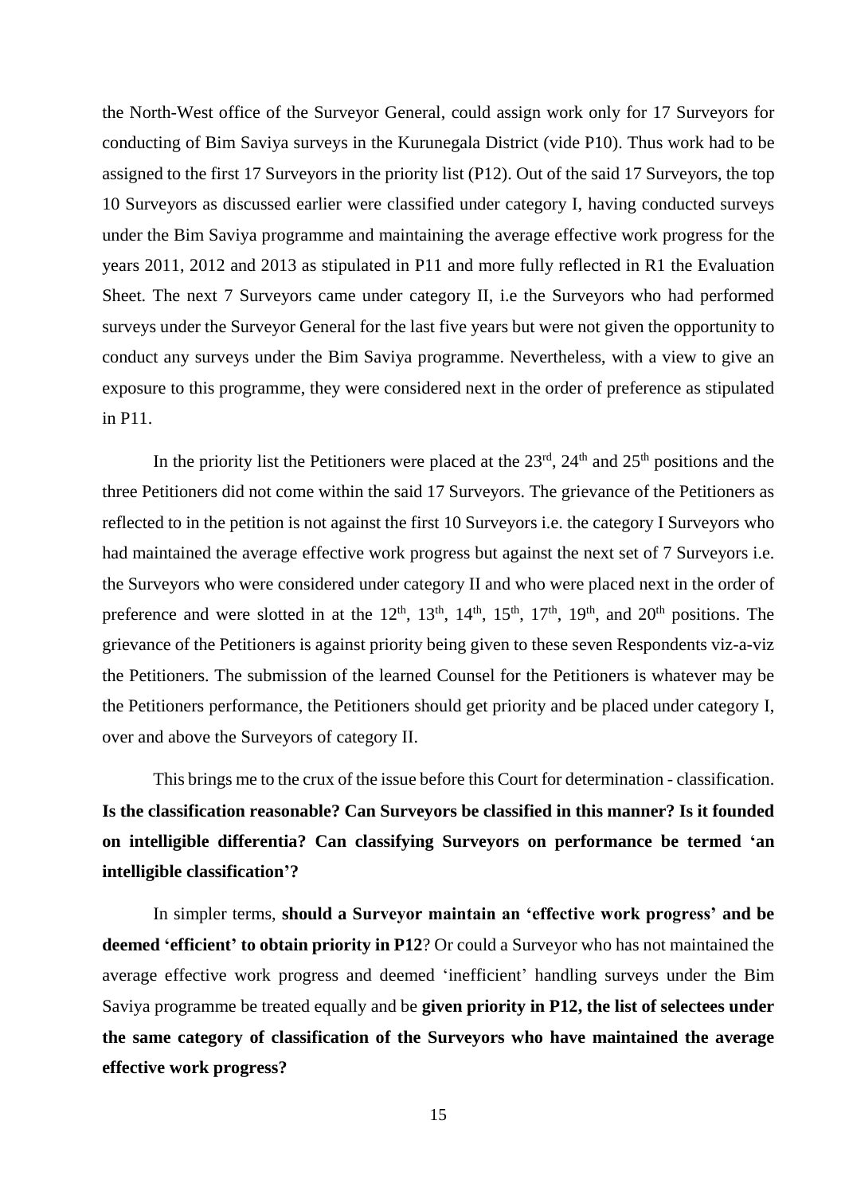the North-West office of the Surveyor General, could assign work only for 17 Surveyors for conducting of Bim Saviya surveys in the Kurunegala District (vide P10). Thus work had to be assigned to the first 17 Surveyors in the priority list (P12). Out of the said 17 Surveyors, the top 10 Surveyors as discussed earlier were classified under category I, having conducted surveys under the Bim Saviya programme and maintaining the average effective work progress for the years 2011, 2012 and 2013 as stipulated in P11 and more fully reflected in R1 the Evaluation Sheet. The next 7 Surveyors came under category II, i.e the Surveyors who had performed surveys under the Surveyor General for the last five years but were not given the opportunity to conduct any surveys under the Bim Saviya programme. Nevertheless, with a view to give an exposure to this programme, they were considered next in the order of preference as stipulated in P11.

In the priority list the Petitioners were placed at the 23rd, 24th and 25th positions and the three Petitioners did not come within the said 17 Surveyors. The grievance of the Petitioners as reflected to in the petition is not against the first 10 Surveyors i.e. the category I Surveyors who had maintained the average effective work progress but against the next set of 7 Surveyors i.e. the Surveyors who were considered under category II and who were placed next in the order of preference and were slotted in at the 12th, 13th, 14th, 15th, 17th, 19th, and 20th positions. The grievance of the Petitioners is against priority being given to these seven Respondents viz-a-viz the Petitioners. The submission of the learned Counsel for the Petitioners is whatever may be the Petitioners performance, the Petitioners should get priority and be placed under category I, over and above the Surveyors of category II.

This brings me to the crux of the issue before this Court for determination - classification. **Is the classification reasonable? Can Surveyors be classified in this manner? Is it founded on intelligible differentia? Can classifying Surveyors on performance be termed 'an intelligible classification'?**

In simpler terms, **should a Surveyor maintain an 'effective work progress' and be deemed 'efficient' to obtain priority in P12**? Or could a Surveyor who has not maintained the average effective work progress and deemed 'inefficient' handling surveys under the Bim Saviya programme be treated equally and be **given priority in P12, the list of selectees under the same category of classification of the Surveyors who have maintained the average effective work progress?**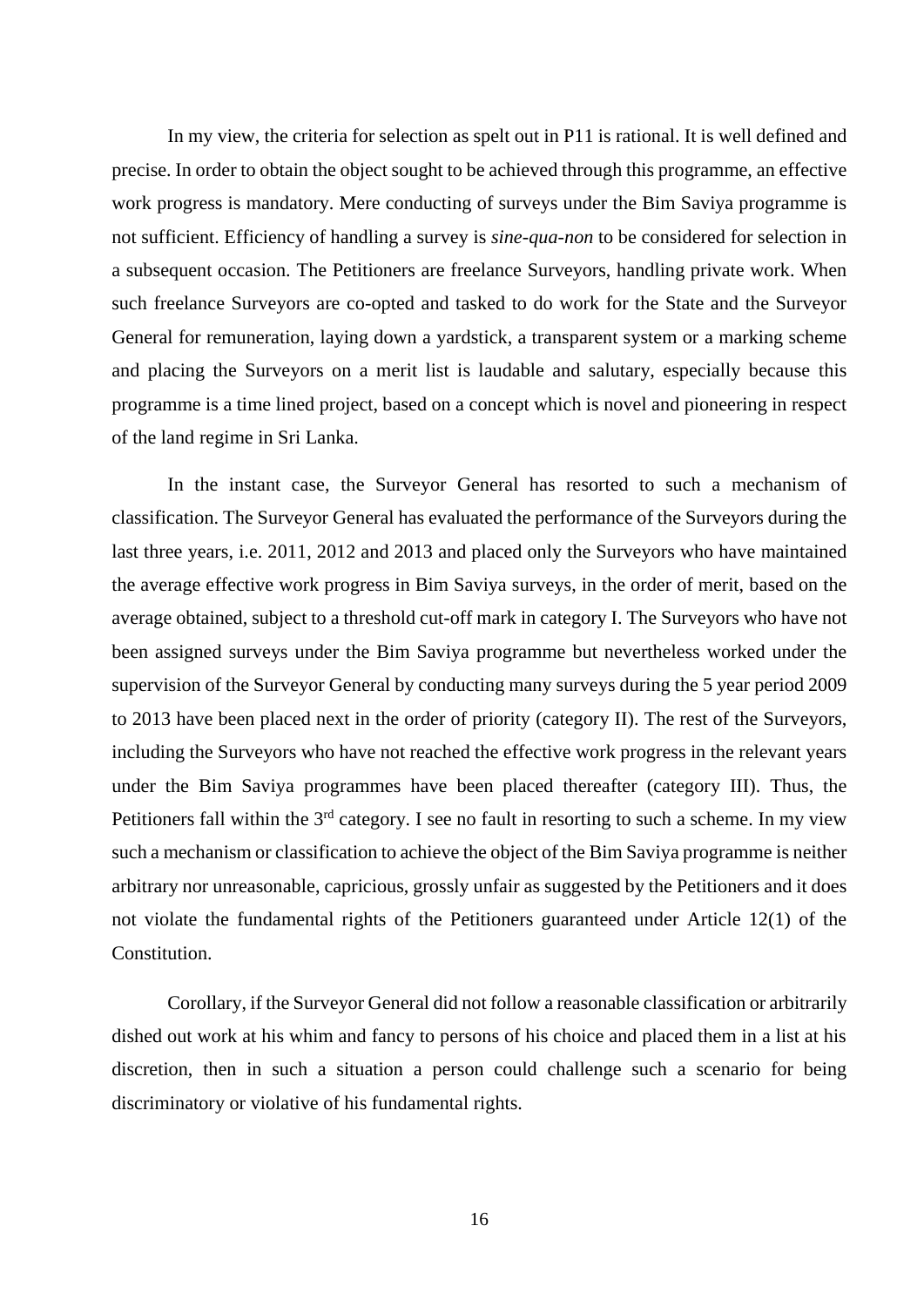In my view, the criteria for selection as spelt out in P11 is rational. It is well defined and precise. In order to obtain the object sought to be achieved through this programme, an effective work progress is mandatory. Mere conducting of surveys under the Bim Saviya programme is not sufficient. Efficiency of handling a survey is *sine-qua-non* to be considered for selection in a subsequent occasion. The Petitioners are freelance Surveyors, handling private work. When such freelance Surveyors are co-opted and tasked to do work for the State and the Surveyor General for remuneration, laying down a yardstick, a transparent system or a marking scheme and placing the Surveyors on a merit list is laudable and salutary, especially because this programme is a time lined project, based on a concept which is novel and pioneering in respect of the land regime in Sri Lanka.

In the instant case, the Surveyor General has resorted to such a mechanism of classification. The Surveyor General has evaluated the performance of the Surveyors during the last three years, i.e. 2011, 2012 and 2013 and placed only the Surveyors who have maintained the average effective work progress in Bim Saviya surveys, in the order of merit, based on the average obtained, subject to a threshold cut-off mark in category I. The Surveyors who have not been assigned surveys under the Bim Saviya programme but nevertheless worked under the supervision of the Surveyor General by conducting many surveys during the 5 year period 2009 to 2013 have been placed next in the order of priority (category II). The rest of the Surveyors, including the Surveyors who have not reached the effective work progress in the relevant years under the Bim Saviya programmes have been placed thereafter (category III). Thus, the Petitioners fall within the 3rd category. I see no fault in resorting to such a scheme. In my view such a mechanism or classification to achieve the object of the Bim Saviya programme is neither arbitrary nor unreasonable, capricious, grossly unfair as suggested by the Petitioners and it does not violate the fundamental rights of the Petitioners guaranteed under Article 12(1) of the Constitution.

Corollary, if the Surveyor General did not follow a reasonable classification or arbitrarily dished out work at his whim and fancy to persons of his choice and placed them in a list at his discretion, then in such a situation a person could challenge such a scenario for being discriminatory or violative of his fundamental rights.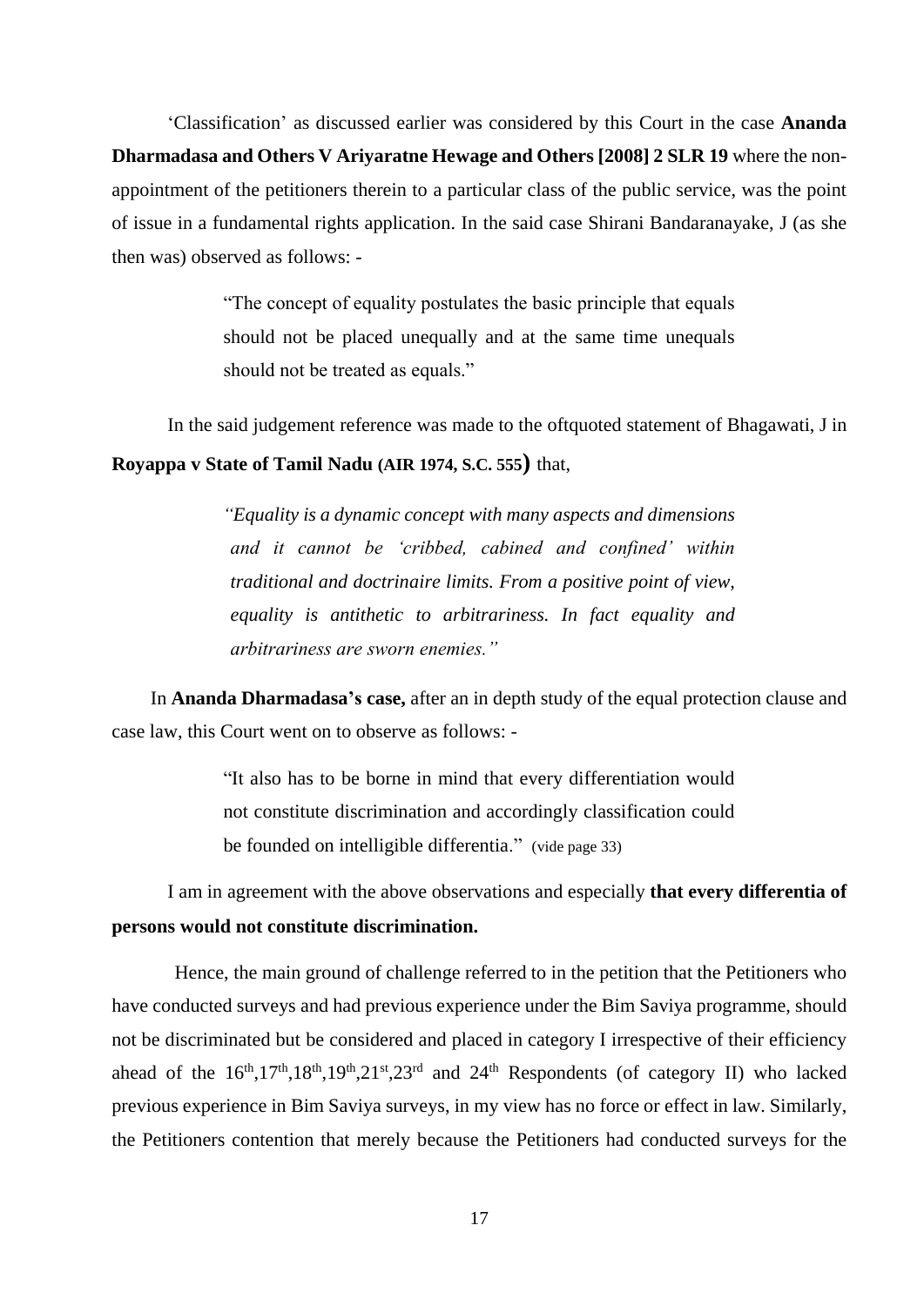'Classification' as discussed earlier was considered by this Court in the case **Ananda Dharmadasa and Others V Ariyaratne Hewage and Others [2008] 2 SLR 19** where the non-appointment of the petitioners therein to a particular class of the public service, was the point of issue in a fundamental rights application. In the said case Shirani Bandaranayake, J (as she then was) observed as follows: -

> "The concept of equality postulates the basic principle that equals should not be placed unequally and at the same time unequals should not be treated as equals."

In the said judgement reference was made to the oftquoted statement of Bhagawati, J in **Royappa v State of Tamil Nadu (AIR 1974, S.C. 555)** that,

> *"Equality is a dynamic concept with many aspects and dimensions and it cannot be 'cribbed, cabined and confined' within traditional and doctrinaire limits. From a positive point of view, equality is antithetic to arbitrariness. In fact equality and arbitrariness are sworn enemies."*

In **Ananda Dharmadasa's case,** after an in depth study of the equal protection clause and case law, this Court went on to observe as follows: -

> "It also has to be borne in mind that every differentiation would not constitute discrimination and accordingly classification could be founded on intelligible differentia." (vide page 33)

I am in agreement with the above observations and especially **that every differentia of persons would not constitute discrimination.**

Hence, the main ground of challenge referred to in the petition that the Petitioners who have conducted surveys and had previous experience under the Bim Saviya programme, should not be discriminated but be considered and placed in category I irrespective of their efficiency ahead of the 16th,17th,18th,19th,21st,23rd and 24th Respondents (of category II) who lacked previous experience in Bim Saviya surveys, in my view has no force or effect in law. Similarly, the Petitioners contention that merely because the Petitioners had conducted surveys for the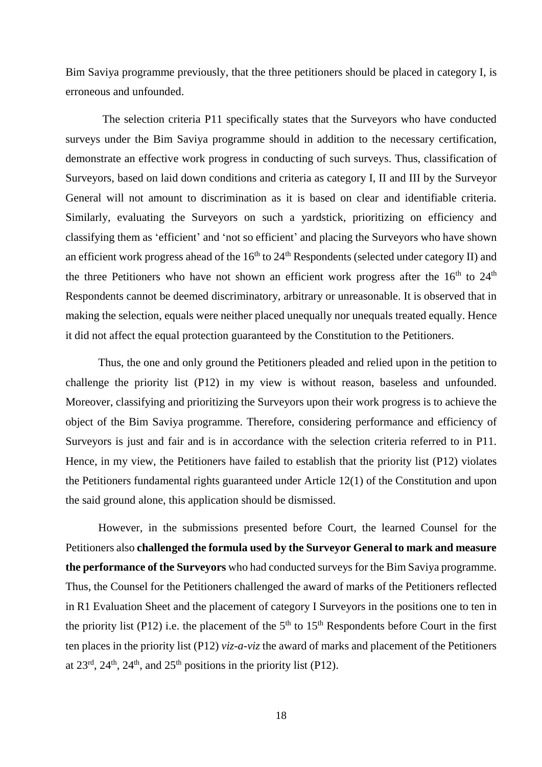Bim Saviya programme previously, that the three petitioners should be placed in category I, is erroneous and unfounded.

The selection criteria P11 specifically states that the Surveyors who have conducted surveys under the Bim Saviya programme should in addition to the necessary certification, demonstrate an effective work progress in conducting of such surveys. Thus, classification of Surveyors, based on laid down conditions and criteria as category I, II and III by the Surveyor General will not amount to discrimination as it is based on clear and identifiable criteria. Similarly, evaluating the Surveyors on such a yardstick, prioritizing on efficiency and classifying them as 'efficient' and 'not so efficient' and placing the Surveyors who have shown an efficient work progress ahead of the 16th to 24th Respondents (selected under category II) and the three Petitioners who have not shown an efficient work progress after the 16th to 24th Respondents cannot be deemed discriminatory, arbitrary or unreasonable. It is observed that in making the selection, equals were neither placed unequally nor unequals treated equally. Hence it did not affect the equal protection guaranteed by the Constitution to the Petitioners.

Thus, the one and only ground the Petitioners pleaded and relied upon in the petition to challenge the priority list (P12) in my view is without reason, baseless and unfounded. Moreover, classifying and prioritizing the Surveyors upon their work progress is to achieve the object of the Bim Saviya programme. Therefore, considering performance and efficiency of Surveyors is just and fair and is in accordance with the selection criteria referred to in P11. Hence, in my view, the Petitioners have failed to establish that the priority list (P12) violates the Petitioners fundamental rights guaranteed under Article 12(1) of the Constitution and upon the said ground alone, this application should be dismissed.

However, in the submissions presented before Court, the learned Counsel for the Petitioners also **challenged the formula used by the Surveyor General to mark and measure the performance of the Surveyors** who had conducted surveys for the Bim Saviya programme. Thus, the Counsel for the Petitioners challenged the award of marks of the Petitioners reflected in R1 Evaluation Sheet and the placement of category I Surveyors in the positions one to ten in the priority list (P12) i.e. the placement of the 5th to 15th Respondents before Court in the first ten places in the priority list (P12) *viz-a-viz* the award of marks and placement of the Petitioners at 23rd, 24th, 24th, and 25th positions in the priority list (P12).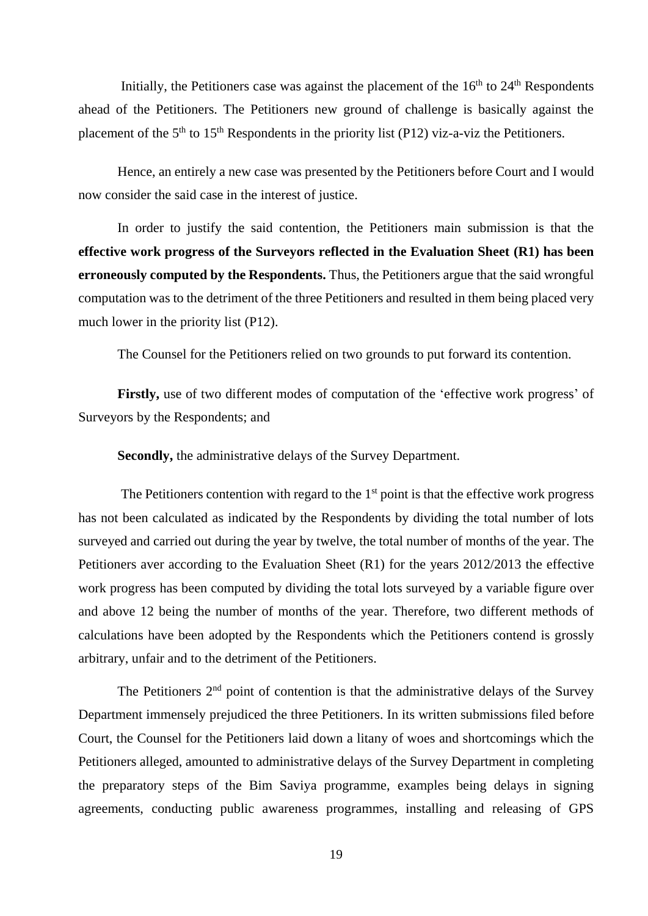Initially, the Petitioners case was against the placement of the 16th to 24th Respondents ahead of the Petitioners. The Petitioners new ground of challenge is basically against the placement of the 5th to 15th Respondents in the priority list (P12) viz-a-viz the Petitioners.

Hence, an entirely a new case was presented by the Petitioners before Court and I would now consider the said case in the interest of justice.

In order to justify the said contention, the Petitioners main submission is that the **effective work progress of the Surveyors reflected in the Evaluation Sheet (R1) has been erroneously computed by the Respondents.** Thus, the Petitioners argue that the said wrongful computation was to the detriment of the three Petitioners and resulted in them being placed very much lower in the priority list (P12).

The Counsel for the Petitioners relied on two grounds to put forward its contention.

**Firstly,** use of two different modes of computation of the 'effective work progress' of Surveyors by the Respondents; and

**Secondly,** the administrative delays of the Survey Department.

The Petitioners contention with regard to the 1st point is that the effective work progress has not been calculated as indicated by the Respondents by dividing the total number of lots surveyed and carried out during the year by twelve, the total number of months of the year. The Petitioners aver according to the Evaluation Sheet (R1) for the years 2012/2013 the effective work progress has been computed by dividing the total lots surveyed by a variable figure over and above 12 being the number of months of the year. Therefore, two different methods of calculations have been adopted by the Respondents which the Petitioners contend is grossly arbitrary, unfair and to the detriment of the Petitioners.

The Petitioners 2nd point of contention is that the administrative delays of the Survey Department immensely prejudiced the three Petitioners. In its written submissions filed before Court, the Counsel for the Petitioners laid down a litany of woes and shortcomings which the Petitioners alleged, amounted to administrative delays of the Survey Department in completing the preparatory steps of the Bim Saviya programme, examples being delays in signing agreements, conducting public awareness programmes, installing and releasing of GPS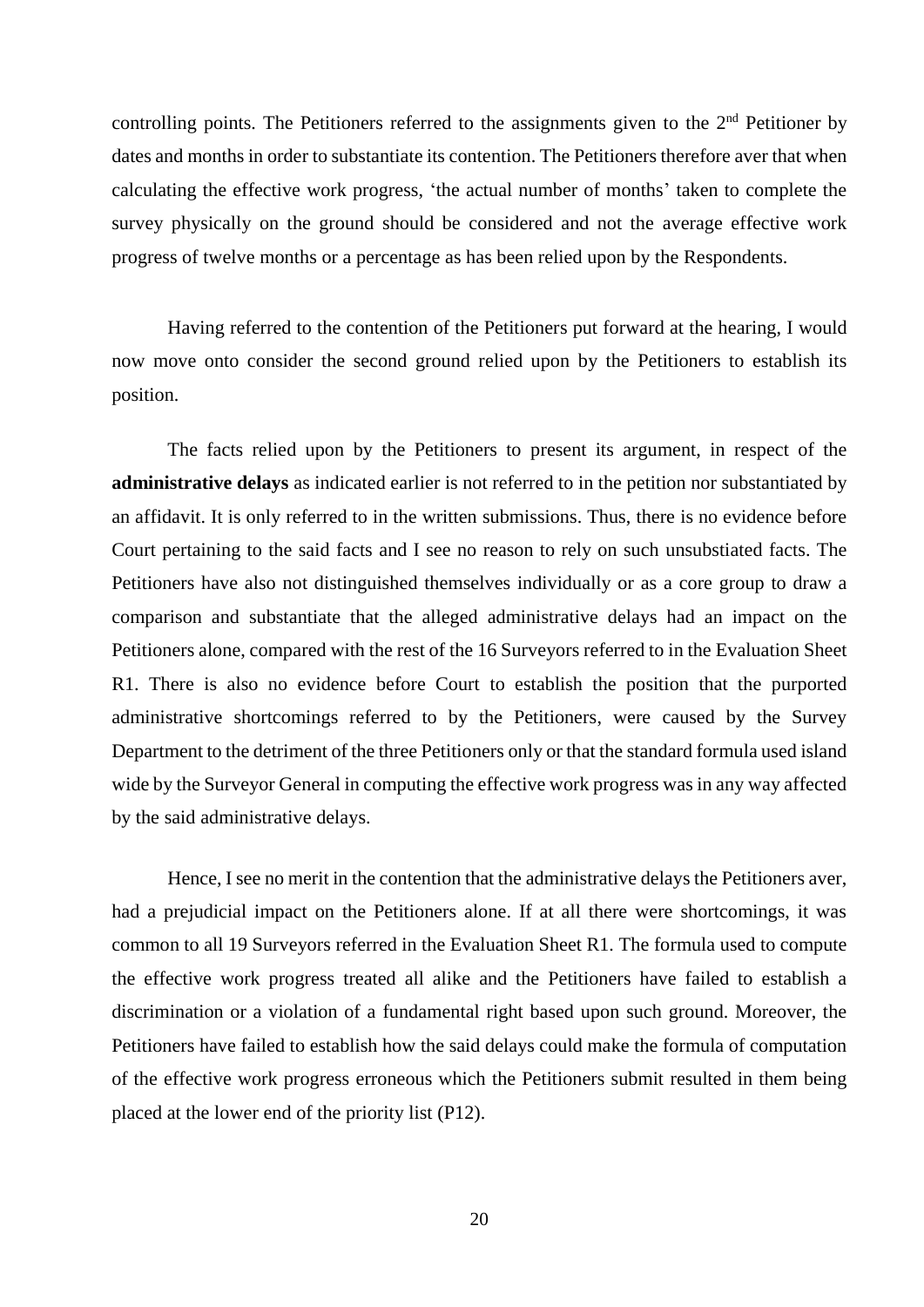controlling points. The Petitioners referred to the assignments given to the 2nd Petitioner by dates and months in order to substantiate its contention. The Petitioners therefore aver that when calculating the effective work progress, 'the actual number of months' taken to complete the survey physically on the ground should be considered and not the average effective work progress of twelve months or a percentage as has been relied upon by the Respondents.

Having referred to the contention of the Petitioners put forward at the hearing, I would now move onto consider the second ground relied upon by the Petitioners to establish its position.

The facts relied upon by the Petitioners to present its argument, in respect of the **administrative delays** as indicated earlier is not referred to in the petition nor substantiated by an affidavit. It is only referred to in the written submissions. Thus, there is no evidence before Court pertaining to the said facts and I see no reason to rely on such unsubstiated facts. The Petitioners have also not distinguished themselves individually or as a core group to draw a comparison and substantiate that the alleged administrative delays had an impact on the Petitioners alone, compared with the rest of the 16 Surveyors referred to in the Evaluation Sheet R1. There is also no evidence before Court to establish the position that the purported administrative shortcomings referred to by the Petitioners, were caused by the Survey Department to the detriment of the three Petitioners only or that the standard formula used island wide by the Surveyor General in computing the effective work progress was in any way affected by the said administrative delays.

Hence, I see no merit in the contention that the administrative delays the Petitioners aver, had a prejudicial impact on the Petitioners alone. If at all there were shortcomings, it was common to all 19 Surveyors referred in the Evaluation Sheet R1. The formula used to compute the effective work progress treated all alike and the Petitioners have failed to establish a discrimination or a violation of a fundamental right based upon such ground. Moreover, the Petitioners have failed to establish how the said delays could make the formula of computation of the effective work progress erroneous which the Petitioners submit resulted in them being placed at the lower end of the priority list (P12).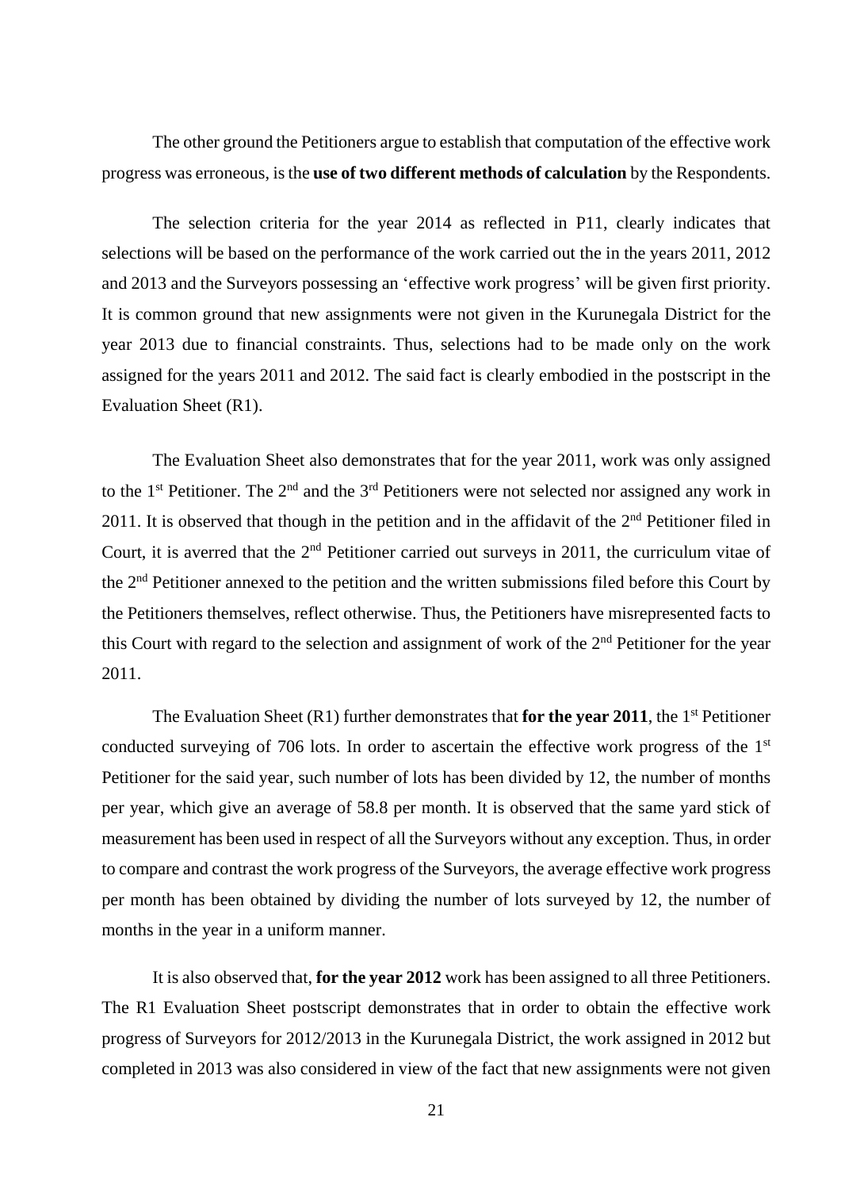The other ground the Petitioners argue to establish that computation of the effective work progress was erroneous, is the **use of two different methods of calculation** by the Respondents.

The selection criteria for the year 2014 as reflected in P11, clearly indicates that selections will be based on the performance of the work carried out the in the years 2011, 2012 and 2013 and the Surveyors possessing an 'effective work progress' will be given first priority. It is common ground that new assignments were not given in the Kurunegala District for the year 2013 due to financial constraints. Thus, selections had to be made only on the work assigned for the years 2011 and 2012. The said fact is clearly embodied in the postscript in the Evaluation Sheet (R1).

The Evaluation Sheet also demonstrates that for the year 2011, work was only assigned to the 1st Petitioner. The 2nd and the 3rd Petitioners were not selected nor assigned any work in 2011. It is observed that though in the petition and in the affidavit of the 2nd Petitioner filed in Court, it is averred that the 2nd Petitioner carried out surveys in 2011, the curriculum vitae of the 2nd Petitioner annexed to the petition and the written submissions filed before this Court by the Petitioners themselves, reflect otherwise. Thus, the Petitioners have misrepresented facts to this Court with regard to the selection and assignment of work of the 2nd Petitioner for the year 2011.

The Evaluation Sheet (R1) further demonstrates that **for the year 2011**, the 1st Petitioner conducted surveying of 706 lots. In order to ascertain the effective work progress of the 1st Petitioner for the said year, such number of lots has been divided by 12, the number of months per year, which give an average of 58.8 per month. It is observed that the same yard stick of measurement has been used in respect of all the Surveyors without any exception. Thus, in order to compare and contrast the work progress of the Surveyors, the average effective work progress per month has been obtained by dividing the number of lots surveyed by 12, the number of months in the year in a uniform manner.

It is also observed that, **for the year 2012** work has been assigned to all three Petitioners. The R1 Evaluation Sheet postscript demonstrates that in order to obtain the effective work progress of Surveyors for 2012/2013 in the Kurunegala District, the work assigned in 2012 but completed in 2013 was also considered in view of the fact that new assignments were not given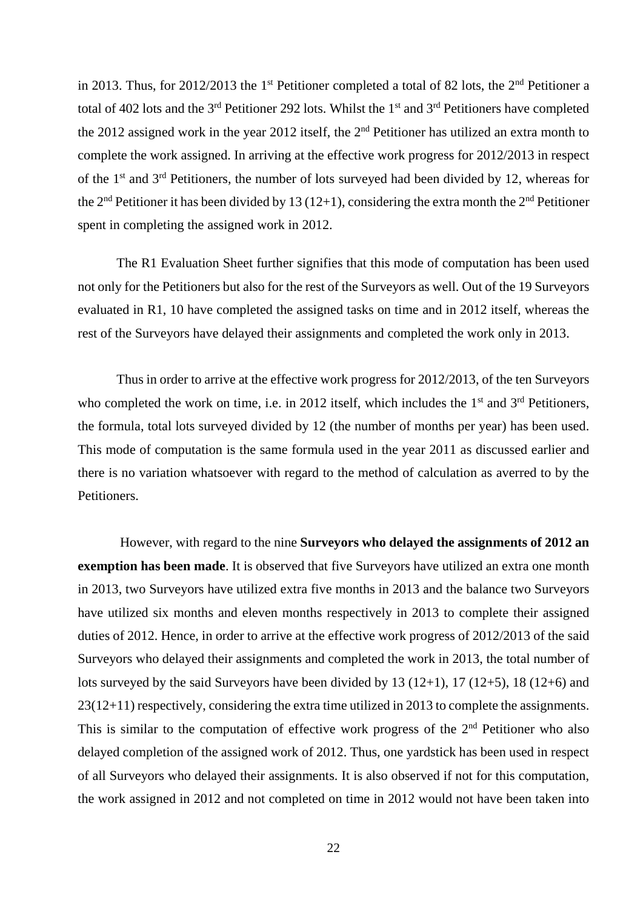in 2013. Thus, for 2012/2013 the 1st Petitioner completed a total of 82 lots, the 2nd Petitioner a total of 402 lots and the 3rd Petitioner 292 lots. Whilst the 1st and 3rd Petitioners have completed the 2012 assigned work in the year 2012 itself, the 2nd Petitioner has utilized an extra month to complete the work assigned. In arriving at the effective work progress for 2012/2013 in respect of the 1st and 3rd Petitioners, the number of lots surveyed had been divided by 12, whereas for the 2nd Petitioner it has been divided by 13 (12+1), considering the extra month the 2nd Petitioner spent in completing the assigned work in 2012.

The R1 Evaluation Sheet further signifies that this mode of computation has been used not only for the Petitioners but also for the rest of the Surveyors as well. Out of the 19 Surveyors evaluated in R1, 10 have completed the assigned tasks on time and in 2012 itself, whereas the rest of the Surveyors have delayed their assignments and completed the work only in 2013.

Thus in order to arrive at the effective work progress for 2012/2013, of the ten Surveyors who completed the work on time, i.e. in 2012 itself, which includes the 1st and 3rd Petitioners, the formula, total lots surveyed divided by 12 (the number of months per year) has been used. This mode of computation is the same formula used in the year 2011 as discussed earlier and there is no variation whatsoever with regard to the method of calculation as averred to by the Petitioners.

However, with regard to the nine **Surveyors who delayed the assignments of 2012 an exemption has been made**. It is observed that five Surveyors have utilized an extra one month in 2013, two Surveyors have utilized extra five months in 2013 and the balance two Surveyors have utilized six months and eleven months respectively in 2013 to complete their assigned duties of 2012. Hence, in order to arrive at the effective work progress of 2012/2013 of the said Surveyors who delayed their assignments and completed the work in 2013, the total number of lots surveyed by the said Surveyors have been divided by 13 (12+1), 17 (12+5), 18 (12+6) and 23(12+11) respectively, considering the extra time utilized in 2013 to complete the assignments. This is similar to the computation of effective work progress of the 2nd Petitioner who also delayed completion of the assigned work of 2012. Thus, one yardstick has been used in respect of all Surveyors who delayed their assignments. It is also observed if not for this computation, the work assigned in 2012 and not completed on time in 2012 would not have been taken into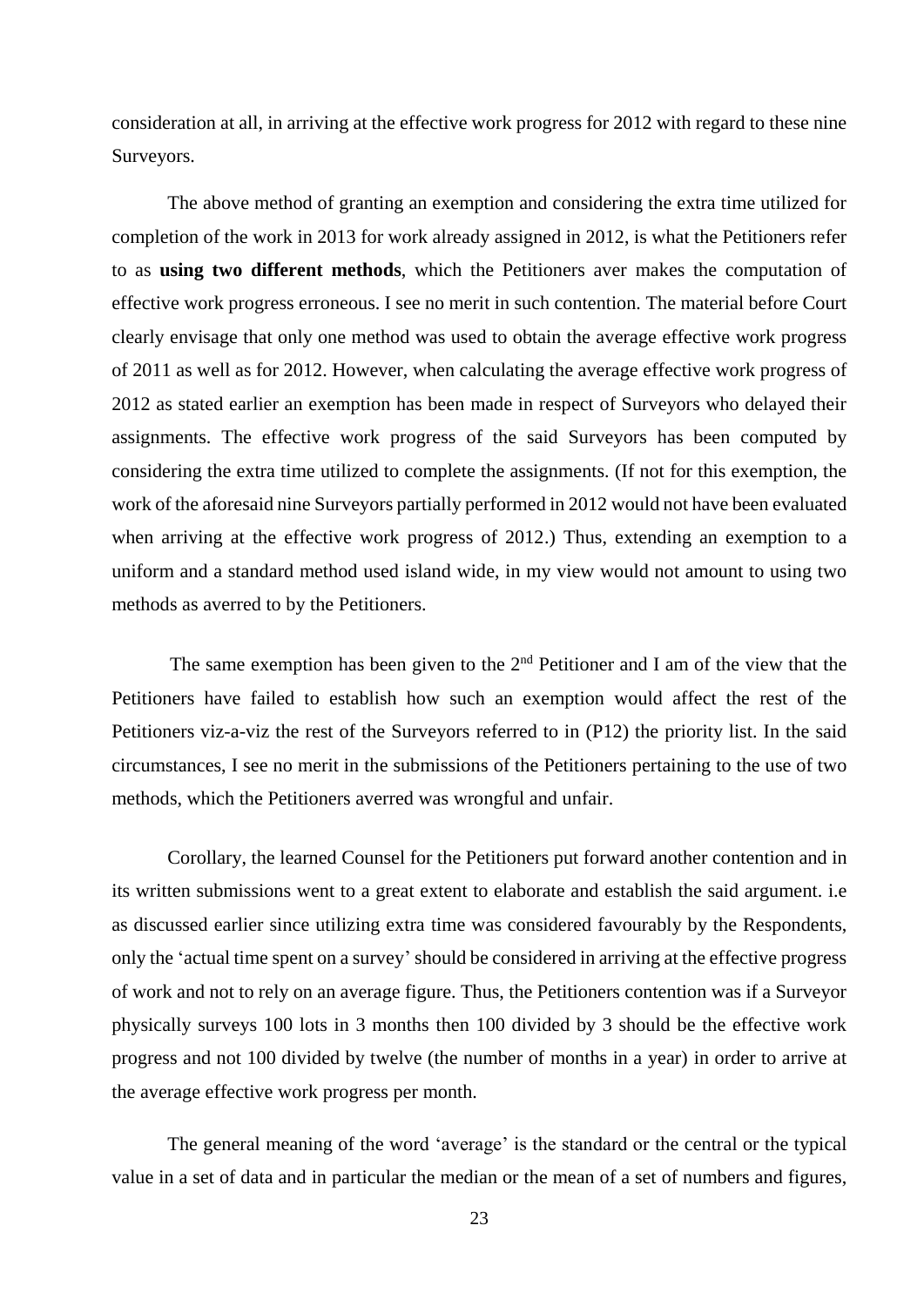consideration at all, in arriving at the effective work progress for 2012 with regard to these nine Surveyors.

The above method of granting an exemption and considering the extra time utilized for completion of the work in 2013 for work already assigned in 2012, is what the Petitioners refer to as **using two different methods**, which the Petitioners aver makes the computation of effective work progress erroneous. I see no merit in such contention. The material before Court clearly envisage that only one method was used to obtain the average effective work progress of 2011 as well as for 2012. However, when calculating the average effective work progress of 2012 as stated earlier an exemption has been made in respect of Surveyors who delayed their assignments. The effective work progress of the said Surveyors has been computed by considering the extra time utilized to complete the assignments. (If not for this exemption, the work of the aforesaid nine Surveyors partially performed in 2012 would not have been evaluated when arriving at the effective work progress of 2012.) Thus, extending an exemption to a uniform and a standard method used island wide, in my view would not amount to using two methods as averred to by the Petitioners.

The same exemption has been given to the 2nd Petitioner and I am of the view that the Petitioners have failed to establish how such an exemption would affect the rest of the Petitioners viz-a-viz the rest of the Surveyors referred to in (P12) the priority list. In the said circumstances, I see no merit in the submissions of the Petitioners pertaining to the use of two methods, which the Petitioners averred was wrongful and unfair.

Corollary, the learned Counsel for the Petitioners put forward another contention and in its written submissions went to a great extent to elaborate and establish the said argument. i.e as discussed earlier since utilizing extra time was considered favourably by the Respondents, only the 'actual time spent on a survey' should be considered in arriving at the effective progress of work and not to rely on an average figure. Thus, the Petitioners contention was if a Surveyor physically surveys 100 lots in 3 months then 100 divided by 3 should be the effective work progress and not 100 divided by twelve (the number of months in a year) in order to arrive at the average effective work progress per month.

The general meaning of the word 'average' is the standard or the central or the typical value in a set of data and in particular the median or the mean of a set of numbers and figures,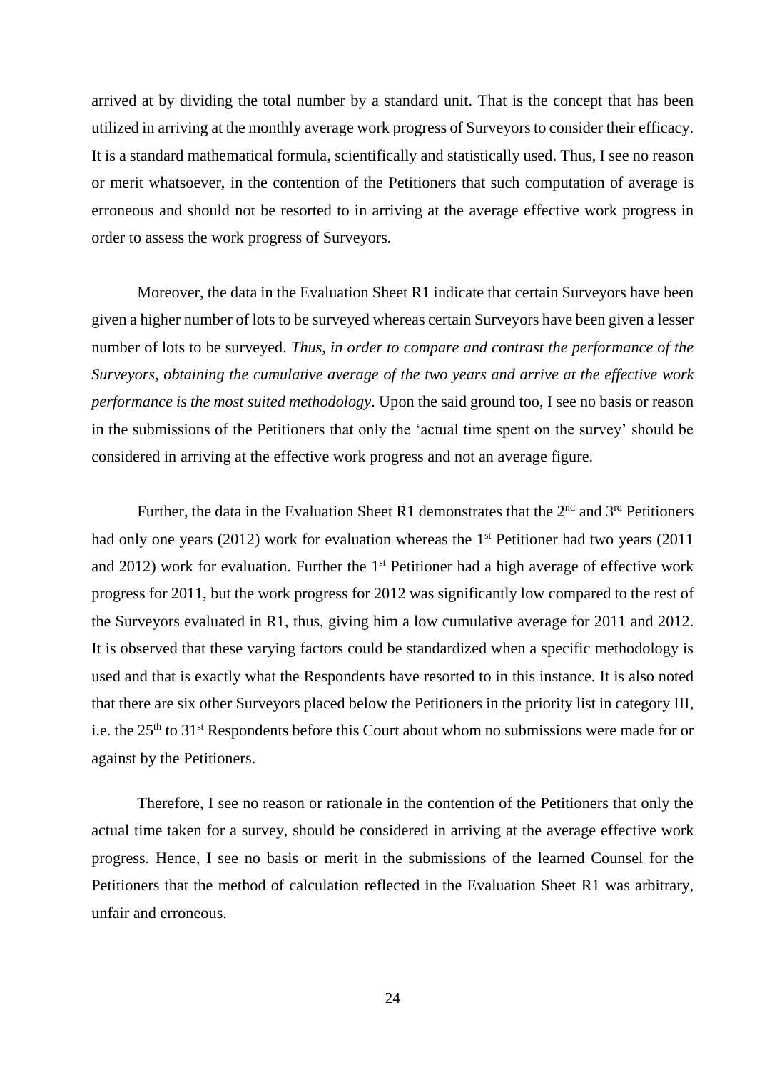arrived at by dividing the total number by a standard unit. That is the concept that has been utilized in arriving at the monthly average work progress of Surveyors to consider their efficacy. It is a standard mathematical formula, scientifically and statistically used. Thus, I see no reason or merit whatsoever, in the contention of the Petitioners that such computation of average is erroneous and should not be resorted to in arriving at the average effective work progress in order to assess the work progress of Surveyors.

Moreover, the data in the Evaluation Sheet R1 indicate that certain Surveyors have been given a higher number of lots to be surveyed whereas certain Surveyors have been given a lesser number of lots to be surveyed. *Thus, in order to compare and contrast the performance of the Surveyors, obtaining the cumulative average of the two years and arrive at the effective work performance is the most suited methodology*. Upon the said ground too, I see no basis or reason in the submissions of the Petitioners that only the 'actual time spent on the survey' should be considered in arriving at the effective work progress and not an average figure.

Further, the data in the Evaluation Sheet R1 demonstrates that the 2nd and 3rd Petitioners had only one years (2012) work for evaluation whereas the 1st Petitioner had two years (2011 and 2012) work for evaluation. Further the 1st Petitioner had a high average of effective work progress for 2011, but the work progress for 2012 was significantly low compared to the rest of the Surveyors evaluated in R1, thus, giving him a low cumulative average for 2011 and 2012. It is observed that these varying factors could be standardized when a specific methodology is used and that is exactly what the Respondents have resorted to in this instance. It is also noted that there are six other Surveyors placed below the Petitioners in the priority list in category III, i.e. the 25th to 31st Respondents before this Court about whom no submissions were made for or against by the Petitioners.

Therefore, I see no reason or rationale in the contention of the Petitioners that only the actual time taken for a survey, should be considered in arriving at the average effective work progress. Hence, I see no basis or merit in the submissions of the learned Counsel for the Petitioners that the method of calculation reflected in the Evaluation Sheet R1 was arbitrary, unfair and erroneous.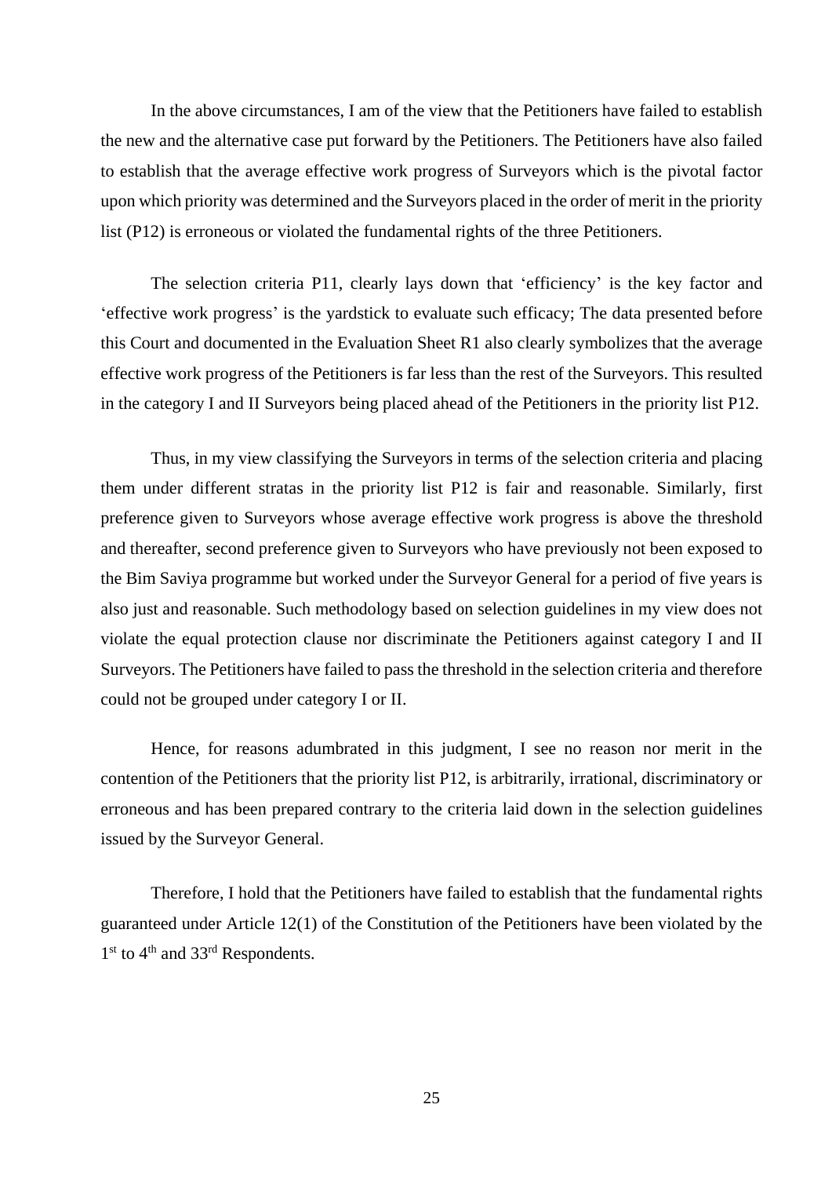In the above circumstances, I am of the view that the Petitioners have failed to establish the new and the alternative case put forward by the Petitioners. The Petitioners have also failed to establish that the average effective work progress of Surveyors which is the pivotal factor upon which priority was determined and the Surveyors placed in the order of merit in the priority list (P12) is erroneous or violated the fundamental rights of the three Petitioners.

The selection criteria P11, clearly lays down that 'efficiency' is the key factor and 'effective work progress' is the yardstick to evaluate such efficacy; The data presented before this Court and documented in the Evaluation Sheet R1 also clearly symbolizes that the average effective work progress of the Petitioners is far less than the rest of the Surveyors. This resulted in the category I and II Surveyors being placed ahead of the Petitioners in the priority list P12.

Thus, in my view classifying the Surveyors in terms of the selection criteria and placing them under different stratas in the priority list P12 is fair and reasonable. Similarly, first preference given to Surveyors whose average effective work progress is above the threshold and thereafter, second preference given to Surveyors who have previously not been exposed to the Bim Saviya programme but worked under the Surveyor General for a period of five years is also just and reasonable. Such methodology based on selection guidelines in my view does not violate the equal protection clause nor discriminate the Petitioners against category I and II Surveyors. The Petitioners have failed to pass the threshold in the selection criteria and therefore could not be grouped under category I or II.

Hence, for reasons adumbrated in this judgment, I see no reason nor merit in the contention of the Petitioners that the priority list P12, is arbitrarily, irrational, discriminatory or erroneous and has been prepared contrary to the criteria laid down in the selection guidelines issued by the Surveyor General.

Therefore, I hold that the Petitioners have failed to establish that the fundamental rights guaranteed under Article 12(1) of the Constitution of the Petitioners have been violated by the 1st to 4th and 33rd Respondents.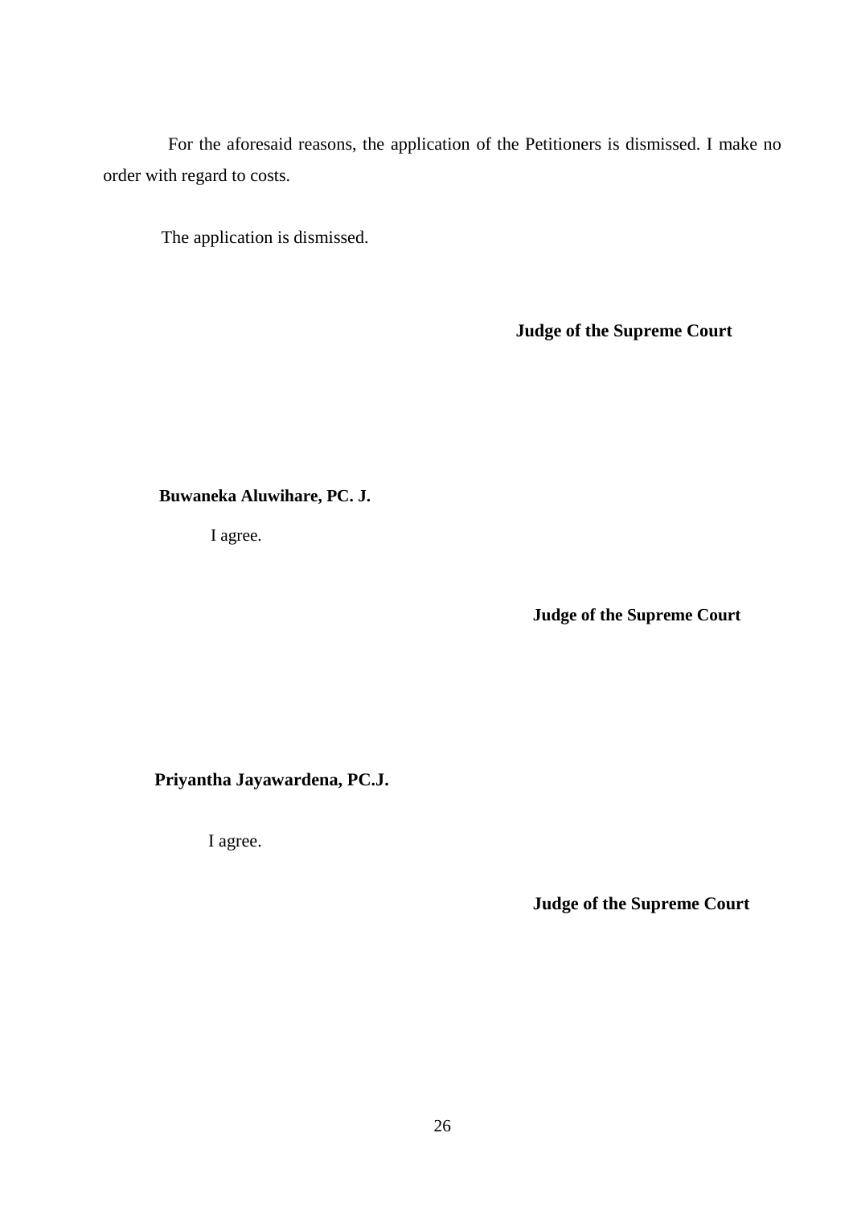For the aforesaid reasons, the application of the Petitioners is dismissed. I make no order with regard to costs.

The application is dismissed.

**Judge of the Supreme Court**

**Buwaneka Aluwihare, PC. J.**

I agree.

**Judge of the Supreme Court**

**Priyantha Jayawardena, PC.J.**

I agree.

**Judge of the Supreme Court**